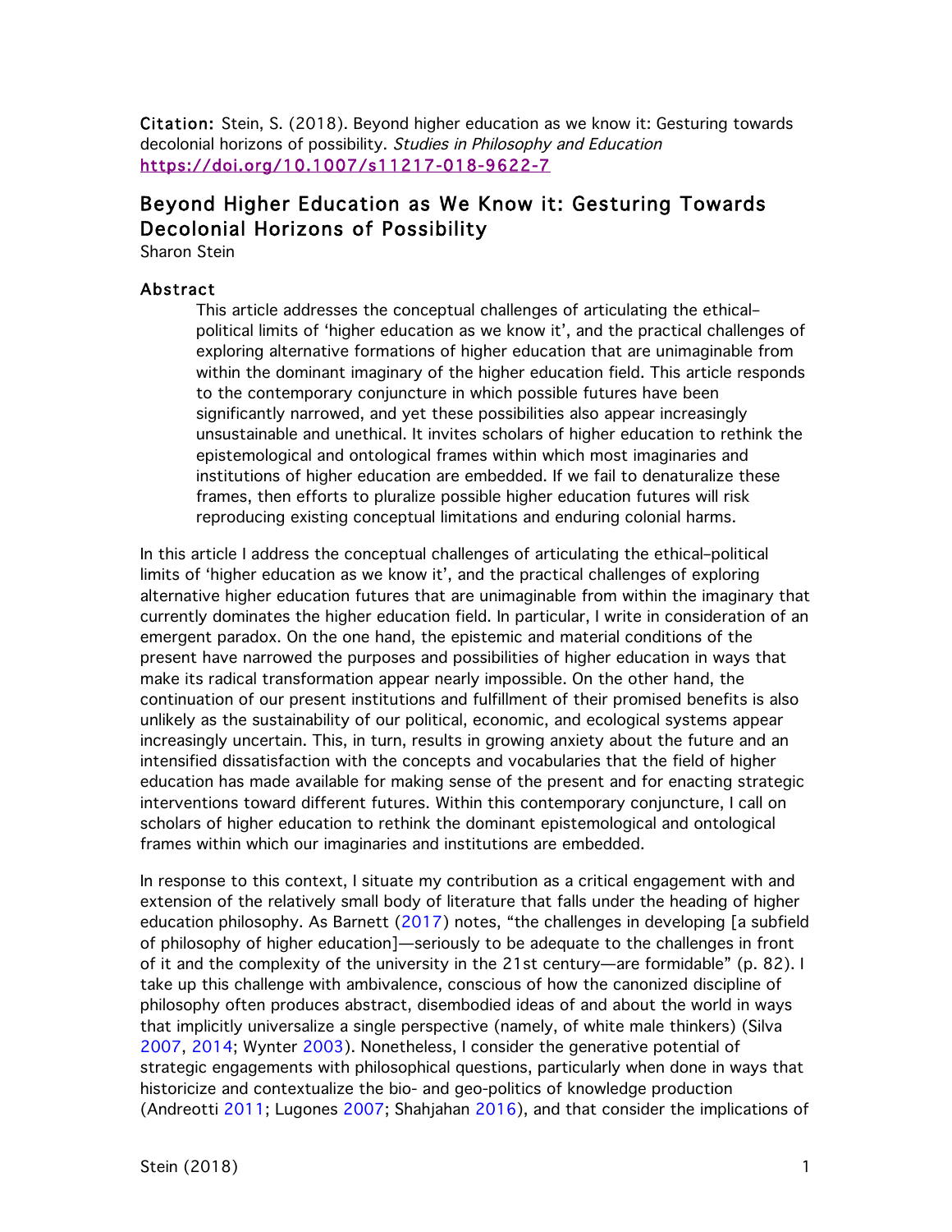**Citation:** Stein, S. (2018). Beyond higher education as we know it: Gesturing towards decolonial horizons of possibility. *Studies in Philosophy and Education* https://doi.org/10.1007/s11217-018-9622-7

# Beyond Higher Education as We Know it: Gesturing Towards Decolonial Horizons of Possibility

Sharon Stein

## Abstract

This article addresses the conceptual challenges of articulating the ethical–political limits of 'higher education as we know it', and the practical challenges of exploring alternative formations of higher education that are unimaginable from within the dominant imaginary of the higher education field. This article responds to the contemporary conjuncture in which possible futures have been significantly narrowed, and yet these possibilities also appear increasingly unsustainable and unethical. It invites scholars of higher education to rethink the epistemological and ontological frames within which most imaginaries and institutions of higher education are embedded. If we fail to denaturalize these frames, then efforts to pluralize possible higher education futures will risk reproducing existing conceptual limitations and enduring colonial harms.

In this article I address the conceptual challenges of articulating the ethical–political limits of 'higher education as we know it', and the practical challenges of exploring alternative higher education futures that are unimaginable from within the imaginary that currently dominates the higher education field. In particular, I write in consideration of an emergent paradox. On the one hand, the epistemic and material conditions of the present have narrowed the purposes and possibilities of higher education in ways that make its radical transformation appear nearly impossible. On the other hand, the continuation of our present institutions and fulfillment of their promised benefits is also unlikely as the sustainability of our political, economic, and ecological systems appear increasingly uncertain. This, in turn, results in growing anxiety about the future and an intensified dissatisfaction with the concepts and vocabularies that the field of higher education has made available for making sense of the present and for enacting strategic interventions toward different futures. Within this contemporary conjuncture, I call on scholars of higher education to rethink the dominant epistemological and ontological frames within which our imaginaries and institutions are embedded.

In response to this context, I situate my contribution as a critical engagement with and extension of the relatively small body of literature that falls under the heading of higher education philosophy. As Barnett (2017) notes, "the challenges in developing [a subfield of philosophy of higher education]—seriously to be adequate to the challenges in front of it and the complexity of the university in the 21st century—are formidable" (p. 82). I take up this challenge with ambivalence, conscious of how the canonized discipline of philosophy often produces abstract, disembodied ideas of and about the world in ways that implicitly universalize a single perspective (namely, of white male thinkers) (Silva 2007, 2014; Wynter 2003). Nonetheless, I consider the generative potential of strategic engagements with philosophical questions, particularly when done in ways that historicize and contextualize the bio- and geo-politics of knowledge production (Andreotti 2011; Lugones 2007; Shahjahan 2016), and that consider the implications of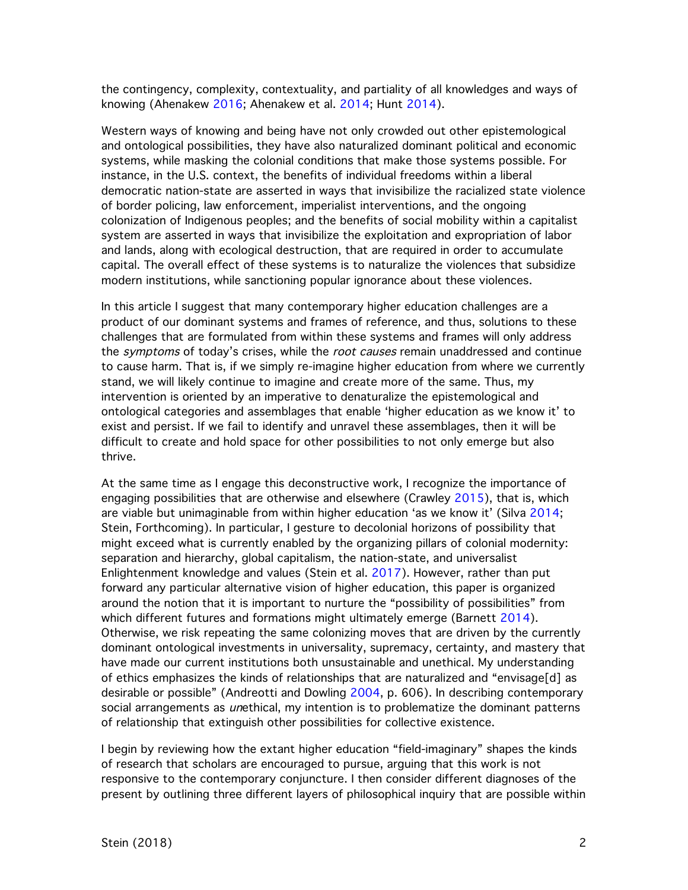the contingency, complexity, contextuality, and partiality of all knowledges and ways of knowing (Ahenakew 2016; Ahenakew et al. 2014; Hunt 2014).

Western ways of knowing and being have not only crowded out other epistemological and ontological possibilities, they have also naturalized dominant political and economic systems, while masking the colonial conditions that make those systems possible. For instance, in the U.S. context, the benefits of individual freedoms within a liberal democratic nation-state are asserted in ways that invisibilize the racialized state violence of border policing, law enforcement, imperialist interventions, and the ongoing colonization of Indigenous peoples; and the benefits of social mobility within a capitalist system are asserted in ways that invisibilize the exploitation and expropriation of labor and lands, along with ecological destruction, that are required in order to accumulate capital. The overall effect of these systems is to naturalize the violences that subsidize modern institutions, while sanctioning popular ignorance about these violences.

In this article I suggest that many contemporary higher education challenges are a product of our dominant systems and frames of reference, and thus, solutions to these challenges that are formulated from within these systems and frames will only address the *symptoms* of today's crises, while the *root causes* remain unaddressed and continue to cause harm. That is, if we simply re-imagine higher education from where we currently stand, we will likely continue to imagine and create more of the same. Thus, my intervention is oriented by an imperative to denaturalize the epistemological and ontological categories and assemblages that enable 'higher education as we know it' to exist and persist. If we fail to identify and unravel these assemblages, then it will be difficult to create and hold space for other possibilities to not only emerge but also thrive.

At the same time as I engage this deconstructive work, I recognize the importance of engaging possibilities that are otherwise and elsewhere (Crawley 2015), that is, which are viable but unimaginable from within higher education 'as we know it' (Silva 2014; Stein, Forthcoming). In particular, I gesture to decolonial horizons of possibility that might exceed what is currently enabled by the organizing pillars of colonial modernity: separation and hierarchy, global capitalism, the nation-state, and universalist Enlightenment knowledge and values (Stein et al. 2017). However, rather than put forward any particular alternative vision of higher education, this paper is organized around the notion that it is important to nurture the "possibility of possibilities" from which different futures and formations might ultimately emerge (Barnett 2014). Otherwise, we risk repeating the same colonizing moves that are driven by the currently dominant ontological investments in universality, supremacy, certainty, and mastery that have made our current institutions both unsustainable and unethical. My understanding of ethics emphasizes the kinds of relationships that are naturalized and "envisage[d] as desirable or possible" (Andreotti and Dowling 2004, p. 606). In describing contemporary social arrangements as *un*ethical, my intention is to problematize the dominant patterns of relationship that extinguish other possibilities for collective existence.

I begin by reviewing how the extant higher education "field-imaginary" shapes the kinds of research that scholars are encouraged to pursue, arguing that this work is not responsive to the contemporary conjuncture. I then consider different diagnoses of the present by outlining three different layers of philosophical inquiry that are possible within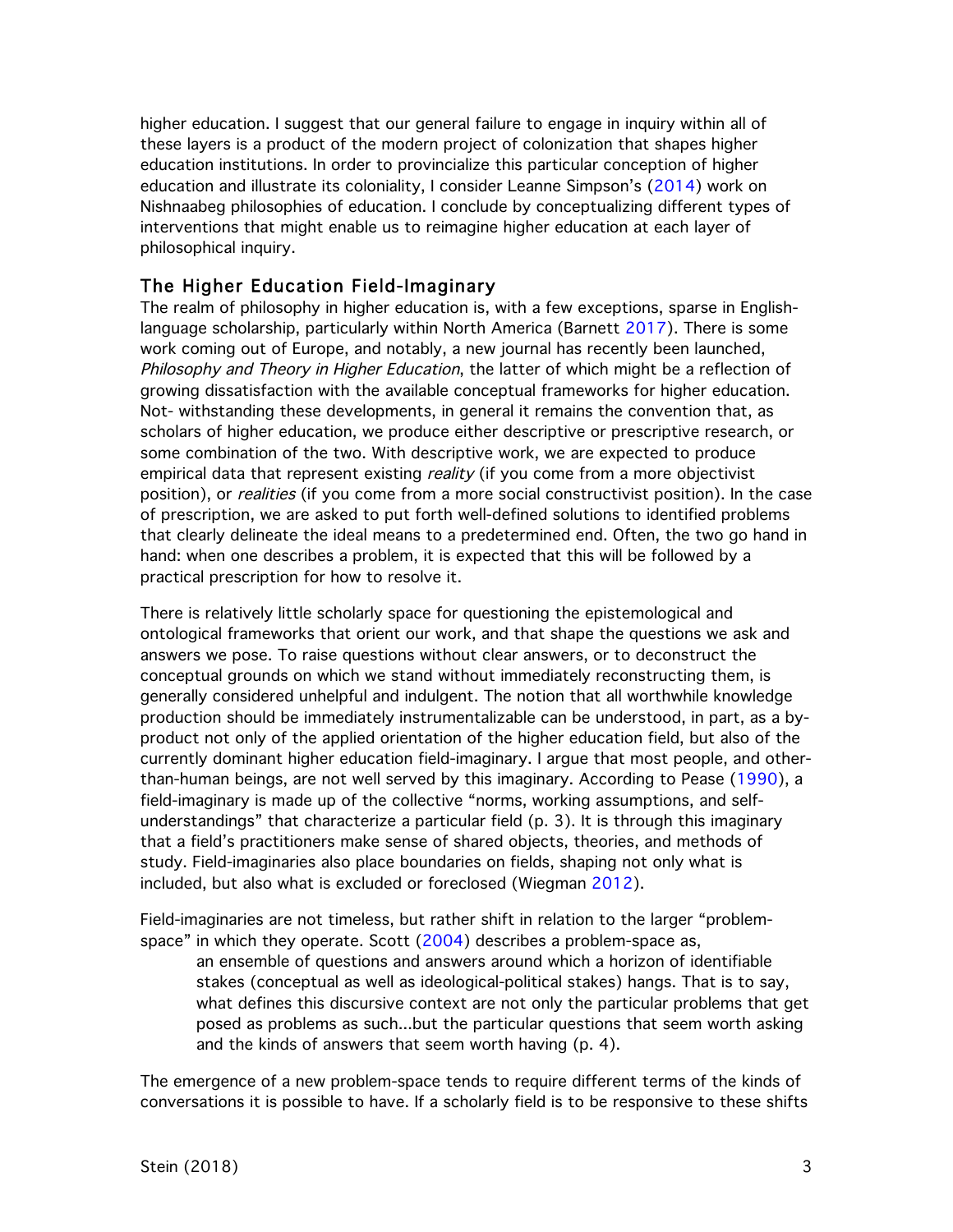higher education. I suggest that our general failure to engage in inquiry within all of these layers is a product of the modern project of colonization that shapes higher education institutions. In order to provincialize this particular conception of higher education and illustrate its coloniality, I consider Leanne Simpson's (2014) work on Nishnaabeg philosophies of education. I conclude by conceptualizing different types of interventions that might enable us to reimagine higher education at each layer of philosophical inquiry.

## The Higher Education Field-Imaginary

The realm of philosophy in higher education is, with a few exceptions, sparse in English-language scholarship, particularly within North America (Barnett 2017). There is some work coming out of Europe, and notably, a new journal has recently been launched, *Philosophy and Theory in Higher Education*, the latter of which might be a reflection of growing dissatisfaction with the available conceptual frameworks for higher education. Not- withstanding these developments, in general it remains the convention that, as scholars of higher education, we produce either descriptive or prescriptive research, or some combination of the two. With descriptive work, we are expected to produce empirical data that represent existing *reality* (if you come from a more objectivist position), or *realities* (if you come from a more social constructivist position). In the case of prescription, we are asked to put forth well-defined solutions to identified problems that clearly delineate the ideal means to a predetermined end. Often, the two go hand in hand: when one describes a problem, it is expected that this will be followed by a practical prescription for how to resolve it.

There is relatively little scholarly space for questioning the epistemological and ontological frameworks that orient our work, and that shape the questions we ask and answers we pose. To raise questions without clear answers, or to deconstruct the conceptual grounds on which we stand without immediately reconstructing them, is generally considered unhelpful and indulgent. The notion that all worthwhile knowledge production should be immediately instrumentalizable can be understood, in part, as a by-product not only of the applied orientation of the higher education field, but also of the currently dominant higher education field-imaginary. I argue that most people, and other-than-human beings, are not well served by this imaginary. According to Pease (1990), a field-imaginary is made up of the collective "norms, working assumptions, and self-understandings" that characterize a particular field (p. 3). It is through this imaginary that a field's practitioners make sense of shared objects, theories, and methods of study. Field-imaginaries also place boundaries on fields, shaping not only what is included, but also what is excluded or foreclosed (Wiegman 2012).

Field-imaginaries are not timeless, but rather shift in relation to the larger "problem-space" in which they operate. Scott (2004) describes a problem-space as,

> an ensemble of questions and answers around which a horizon of identifiable stakes (conceptual as well as ideological-political stakes) hangs. That is to say, what defines this discursive context are not only the particular problems that get posed as problems as such...but the particular questions that seem worth asking and the kinds of answers that seem worth having (p. 4).

The emergence of a new problem-space tends to require different terms of the kinds of conversations it is possible to have. If a scholarly field is to be responsive to these shifts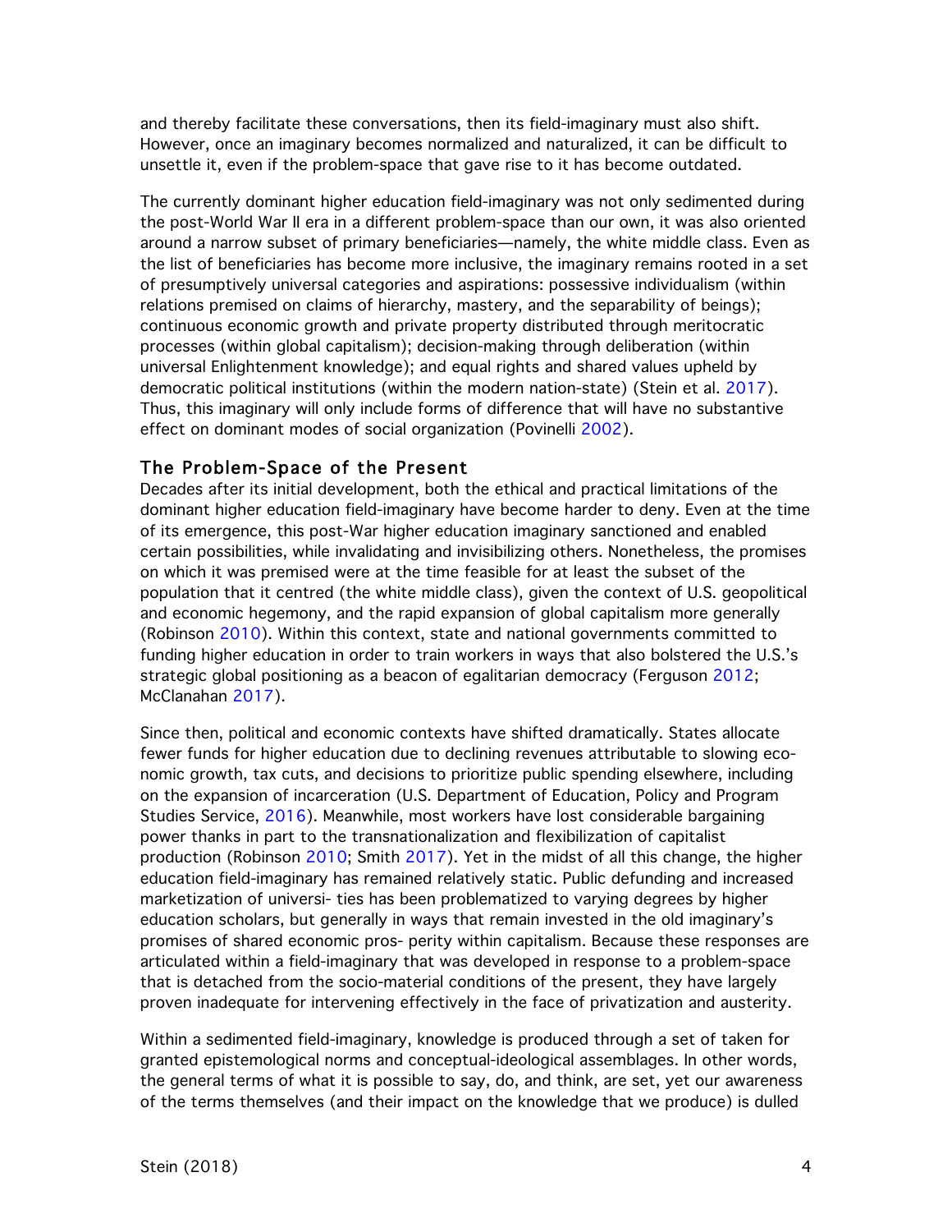and thereby facilitate these conversations, then its field-imaginary must also shift. However, once an imaginary becomes normalized and naturalized, it can be difficult to unsettle it, even if the problem-space that gave rise to it has become outdated.

The currently dominant higher education field-imaginary was not only sedimented during the post-World War II era in a different problem-space than our own, it was also oriented around a narrow subset of primary beneficiaries—namely, the white middle class. Even as the list of beneficiaries has become more inclusive, the imaginary remains rooted in a set of presumptively universal categories and aspirations: possessive individualism (within relations premised on claims of hierarchy, mastery, and the separability of beings); continuous economic growth and private property distributed through meritocratic processes (within global capitalism); decision-making through deliberation (within universal Enlightenment knowledge); and equal rights and shared values upheld by democratic political institutions (within the modern nation-state) (Stein et al. 2017). Thus, this imaginary will only include forms of difference that will have no substantive effect on dominant modes of social organization (Povinelli 2002).

## The Problem-Space of the Present

Decades after its initial development, both the ethical and practical limitations of the dominant higher education field-imaginary have become harder to deny. Even at the time of its emergence, this post-War higher education imaginary sanctioned and enabled certain possibilities, while invalidating and invisibilizing others. Nonetheless, the promises on which it was premised were at the time feasible for at least the subset of the population that it centred (the white middle class), given the context of U.S. geopolitical and economic hegemony, and the rapid expansion of global capitalism more generally (Robinson 2010). Within this context, state and national governments committed to funding higher education in order to train workers in ways that also bolstered the U.S.'s strategic global positioning as a beacon of egalitarian democracy (Ferguson 2012; McClanahan 2017).

Since then, political and economic contexts have shifted dramatically. States allocate fewer funds for higher education due to declining revenues attributable to slowing economic growth, tax cuts, and decisions to prioritize public spending elsewhere, including on the expansion of incarceration (U.S. Department of Education, Policy and Program Studies Service, 2016). Meanwhile, most workers have lost considerable bargaining power thanks in part to the transnationalization and flexibilization of capitalist production (Robinson 2010; Smith 2017). Yet in the midst of all this change, the higher education field-imaginary has remained relatively static. Public defunding and increased marketization of universities has been problematized to varying degrees by higher education scholars, but generally in ways that remain invested in the old imaginary's promises of shared economic prosperity within capitalism. Because these responses are articulated within a field-imaginary that was developed in response to a problem-space that is detached from the socio-material conditions of the present, they have largely proven inadequate for intervening effectively in the face of privatization and austerity.

Within a sedimented field-imaginary, knowledge is produced through a set of taken for granted epistemological norms and conceptual-ideological assemblages. In other words, the general terms of what it is possible to say, do, and think, are set, yet our awareness of the terms themselves (and their impact on the knowledge that we produce) is dulled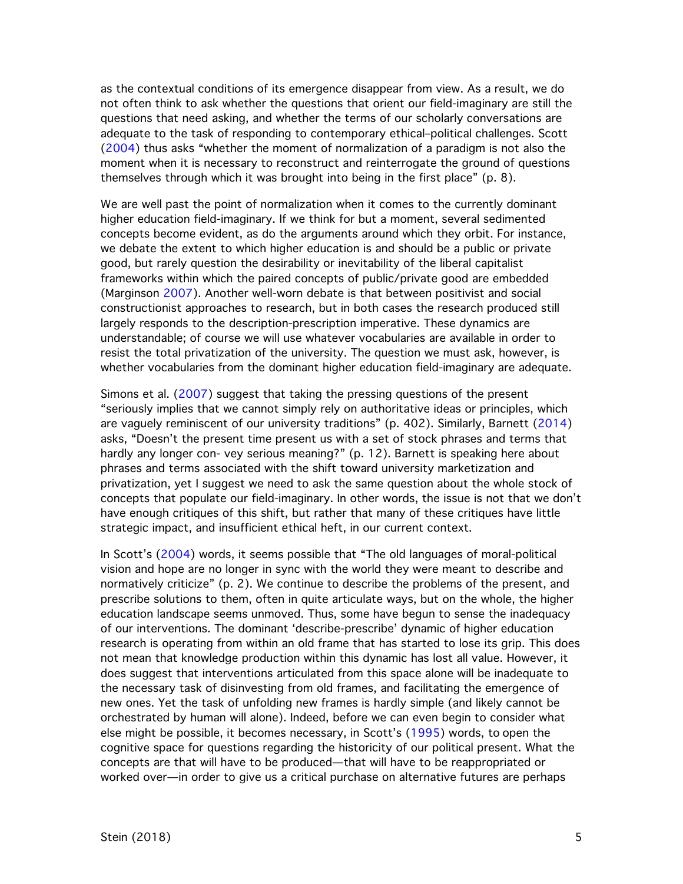as the contextual conditions of its emergence disappear from view. As a result, we do not often think to ask whether the questions that orient our field-imaginary are still the questions that need asking, and whether the terms of our scholarly conversations are adequate to the task of responding to contemporary ethical–political challenges. Scott (2004) thus asks "whether the moment of normalization of a paradigm is not also the moment when it is necessary to reconstruct and reinterrogate the ground of questions themselves through which it was brought into being in the first place" (p. 8).

We are well past the point of normalization when it comes to the currently dominant higher education field-imaginary. If we think for but a moment, several sedimented concepts become evident, as do the arguments around which they orbit. For instance, we debate the extent to which higher education is and should be a public or private good, but rarely question the desirability or inevitability of the liberal capitalist frameworks within which the paired concepts of public/private good are embedded (Marginson 2007). Another well-worn debate is that between positivist and social constructionist approaches to research, but in both cases the research produced still largely responds to the description-prescription imperative. These dynamics are understandable; of course we will use whatever vocabularies are available in order to resist the total privatization of the university. The question we must ask, however, is whether vocabularies from the dominant higher education field-imaginary are adequate.

Simons et al. (2007) suggest that taking the pressing questions of the present "seriously implies that we cannot simply rely on authoritative ideas or principles, which are vaguely reminiscent of our university traditions" (p. 402). Similarly, Barnett (2014) asks, "Doesn't the present time present us with a set of stock phrases and terms that hardly any longer con- vey serious meaning?" (p. 12). Barnett is speaking here about phrases and terms associated with the shift toward university marketization and privatization, yet I suggest we need to ask the same question about the whole stock of concepts that populate our field-imaginary. In other words, the issue is not that we don't have enough critiques of this shift, but rather that many of these critiques have little strategic impact, and insufficient ethical heft, in our current context.

In Scott's (2004) words, it seems possible that "The old languages of moral-political vision and hope are no longer in sync with the world they were meant to describe and normatively criticize" (p. 2). We continue to describe the problems of the present, and prescribe solutions to them, often in quite articulate ways, but on the whole, the higher education landscape seems unmoved. Thus, some have begun to sense the inadequacy of our interventions. The dominant 'describe-prescribe' dynamic of higher education research is operating from within an old frame that has started to lose its grip. This does not mean that knowledge production within this dynamic has lost all value. However, it does suggest that interventions articulated from this space alone will be inadequate to the necessary task of disinvesting from old frames, and facilitating the emergence of new ones. Yet the task of unfolding new frames is hardly simple (and likely cannot be orchestrated by human will alone). Indeed, before we can even begin to consider what else might be possible, it becomes necessary, in Scott's (1995) words, to open the cognitive space for questions regarding the historicity of our political present. What the concepts are that will have to be produced—that will have to be reappropriated or worked over—in order to give us a critical purchase on alternative futures are perhaps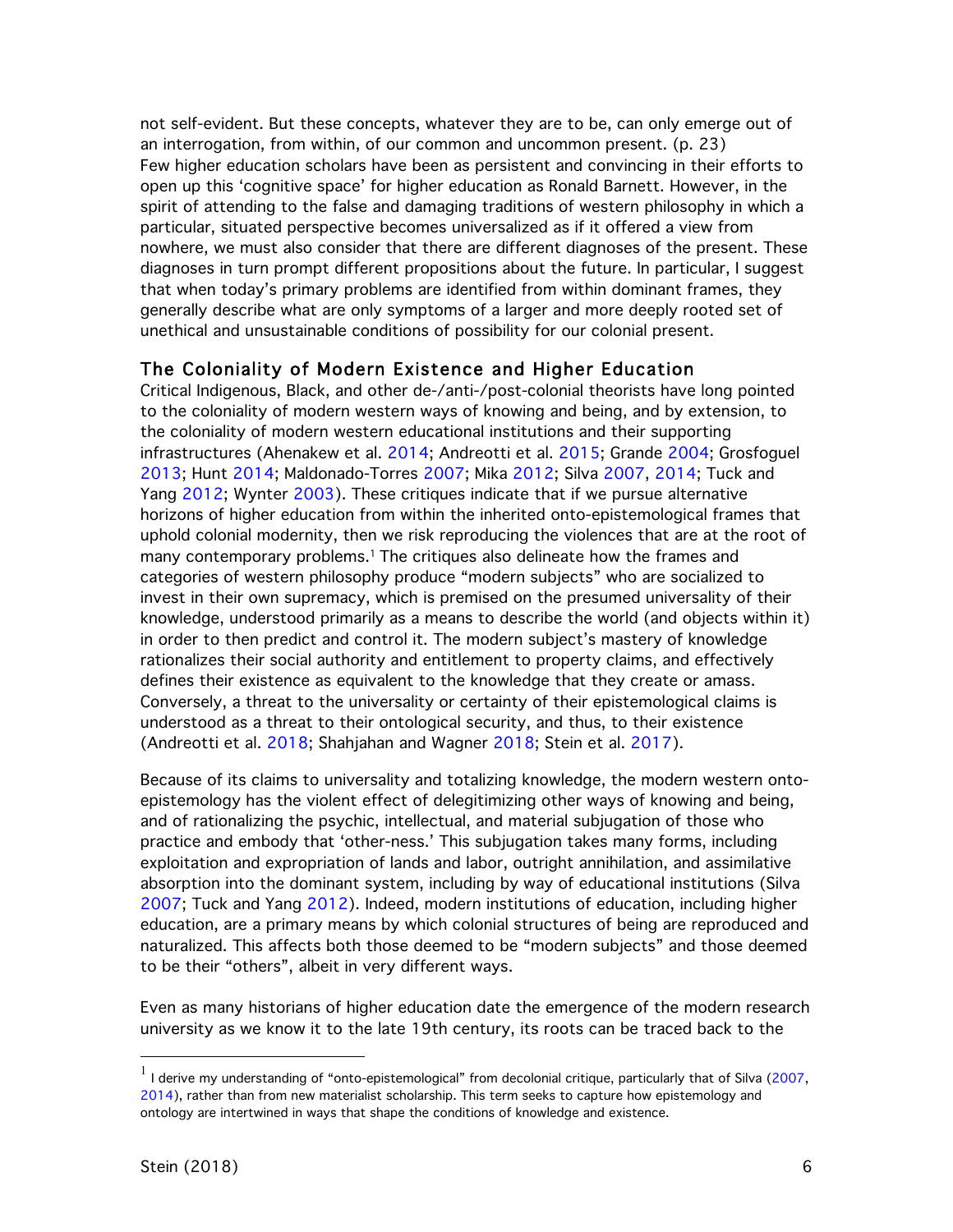not self-evident. But these concepts, whatever they are to be, can only emerge out of an interrogation, from within, of our common and uncommon present. (p. 23)

Few higher education scholars have been as persistent and convincing in their efforts to open up this 'cognitive space' for higher education as Ronald Barnett. However, in the spirit of attending to the false and damaging traditions of western philosophy in which a particular, situated perspective becomes universalized as if it offered a view from nowhere, we must also consider that there are different diagnoses of the present. These diagnoses in turn prompt different propositions about the future. In particular, I suggest that when today's primary problems are identified from within dominant frames, they generally describe what are only symptoms of a larger and more deeply rooted set of unethical and unsustainable conditions of possibility for our colonial present.

## The Coloniality of Modern Existence and Higher Education

Critical Indigenous, Black, and other de-/anti-/post-colonial theorists have long pointed to the coloniality of modern western ways of knowing and being, and by extension, to the coloniality of modern western educational institutions and their supporting infrastructures (Ahenakew et al. 2014; Andreotti et al. 2015; Grande 2004; Grosfoguel 2013; Hunt 2014; Maldonado-Torres 2007; Mika 2012; Silva 2007, 2014; Tuck and Yang 2012; Wynter 2003). These critiques indicate that if we pursue alternative horizons of higher education from within the inherited onto-epistemological frames that uphold colonial modernity, then we risk reproducing the violences that are at the root of many contemporary problems.[1] The critiques also delineate how the frames and categories of western philosophy produce "modern subjects" who are socialized to invest in their own supremacy, which is premised on the presumed universality of their knowledge, understood primarily as a means to describe the world (and objects within it) in order to then predict and control it. The modern subject's mastery of knowledge rationalizes their social authority and entitlement to property claims, and effectively defines their existence as equivalent to the knowledge that they create or amass. Conversely, a threat to the universality or certainty of their epistemological claims is understood as a threat to their ontological security, and thus, to their existence (Andreotti et al. 2018; Shahjahan and Wagner 2018; Stein et al. 2017).

Because of its claims to universality and totalizing knowledge, the modern western onto-epistemology has the violent effect of delegitimizing other ways of knowing and being, and of rationalizing the psychic, intellectual, and material subjugation of those who practice and embody that 'other-ness.' This subjugation takes many forms, including exploitation and expropriation of lands and labor, outright annihilation, and assimilative absorption into the dominant system, including by way of educational institutions (Silva 2007; Tuck and Yang 2012). Indeed, modern institutions of education, including higher education, are a primary means by which colonial structures of being are reproduced and naturalized. This affects both those deemed to be "modern subjects" and those deemed to be their "others", albeit in very different ways.

Even as many historians of higher education date the emergence of the modern research university as we know it to the late 19th century, its roots can be traced back to the

[1] I derive my understanding of "onto-epistemological" from decolonial critique, particularly that of Silva (2007, 2014), rather than from new materialist scholarship. This term seeks to capture how epistemology and ontology are intertwined in ways that shape the conditions of knowledge and existence.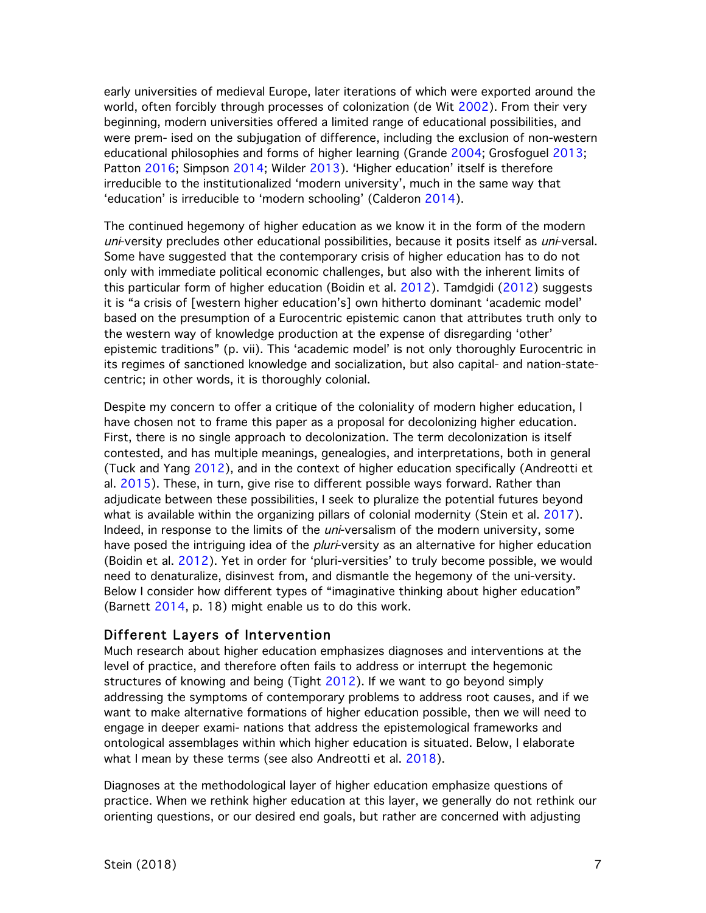early universities of medieval Europe, later iterations of which were exported around the world, often forcibly through processes of colonization (de Wit 2002). From their very beginning, modern universities offered a limited range of educational possibilities, and were prem- ised on the subjugation of difference, including the exclusion of non-western educational philosophies and forms of higher learning (Grande 2004; Grosfoguel 2013; Patton 2016; Simpson 2014; Wilder 2013). 'Higher education' itself is therefore irreducible to the institutionalized 'modern university', much in the same way that 'education' is irreducible to 'modern schooling' (Calderon 2014).

The continued hegemony of higher education as we know it in the form of the modern *uni*-versity precludes other educational possibilities, because it posits itself as *uni*-versal. Some have suggested that the contemporary crisis of higher education has to do not only with immediate political economic challenges, but also with the inherent limits of this particular form of higher education (Boidin et al. 2012). Tamdgidi (2012) suggests it is "a crisis of [western higher education's] own hitherto dominant 'academic model' based on the presumption of a Eurocentric epistemic canon that attributes truth only to the western way of knowledge production at the expense of disregarding 'other' epistemic traditions" (p. vii). This 'academic model' is not only thoroughly Eurocentric in its regimes of sanctioned knowledge and socialization, but also capital- and nation-state-centric; in other words, it is thoroughly colonial.

Despite my concern to offer a critique of the coloniality of modern higher education, I have chosen not to frame this paper as a proposal for decolonizing higher education. First, there is no single approach to decolonization. The term decolonization is itself contested, and has multiple meanings, genealogies, and interpretations, both in general (Tuck and Yang 2012), and in the context of higher education specifically (Andreotti et al. 2015). These, in turn, give rise to different possible ways forward. Rather than adjudicate between these possibilities, I seek to pluralize the potential futures beyond what is available within the organizing pillars of colonial modernity (Stein et al. 2017). Indeed, in response to the limits of the *uni*-versalism of the modern university, some have posed the intriguing idea of the *pluri*-versity as an alternative for higher education (Boidin et al. 2012). Yet in order for 'pluri-versities' to truly become possible, we would need to denaturalize, disinvest from, and dismantle the hegemony of the uni-versity. Below I consider how different types of "imaginative thinking about higher education" (Barnett 2014, p. 18) might enable us to do this work.

## Different Layers of Intervention

Much research about higher education emphasizes diagnoses and interventions at the level of practice, and therefore often fails to address or interrupt the hegemonic structures of knowing and being (Tight 2012). If we want to go beyond simply addressing the symptoms of contemporary problems to address root causes, and if we want to make alternative formations of higher education possible, then we will need to engage in deeper exami- nations that address the epistemological frameworks and ontological assemblages within which higher education is situated. Below, I elaborate what I mean by these terms (see also Andreotti et al. 2018).

Diagnoses at the methodological layer of higher education emphasize questions of practice. When we rethink higher education at this layer, we generally do not rethink our orienting questions, or our desired end goals, but rather are concerned with adjusting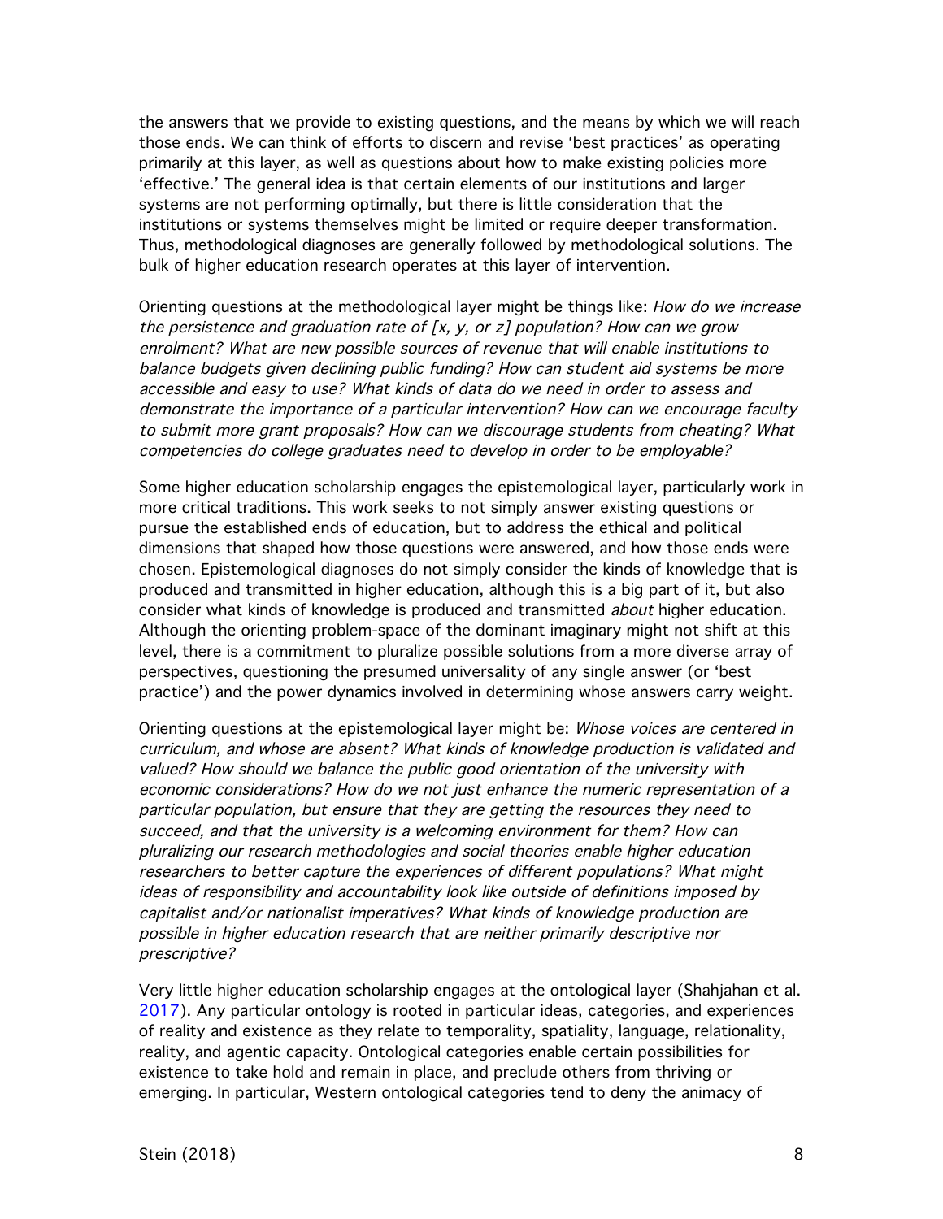the answers that we provide to existing questions, and the means by which we will reach those ends. We can think of efforts to discern and revise 'best practices' as operating primarily at this layer, as well as questions about how to make existing policies more 'effective.' The general idea is that certain elements of our institutions and larger systems are not performing optimally, but there is little consideration that the institutions or systems themselves might be limited or require deeper transformation. Thus, methodological diagnoses are generally followed by methodological solutions. The bulk of higher education research operates at this layer of intervention.

Orienting questions at the methodological layer might be things like: *How do we increase the persistence and graduation rate of [x, y, or z] population? How can we grow enrolment? What are new possible sources of revenue that will enable institutions to balance budgets given declining public funding? How can student aid systems be more accessible and easy to use? What kinds of data do we need in order to assess and demonstrate the importance of a particular intervention? How can we encourage faculty to submit more grant proposals? How can we discourage students from cheating? What competencies do college graduates need to develop in order to be employable?*

Some higher education scholarship engages the epistemological layer, particularly work in more critical traditions. This work seeks to not simply answer existing questions or pursue the established ends of education, but to address the ethical and political dimensions that shaped how those questions were answered, and how those ends were chosen. Epistemological diagnoses do not simply consider the kinds of knowledge that is produced and transmitted in higher education, although this is a big part of it, but also consider what kinds of knowledge is produced and transmitted *about* higher education. Although the orienting problem-space of the dominant imaginary might not shift at this level, there is a commitment to pluralize possible solutions from a more diverse array of perspectives, questioning the presumed universality of any single answer (or 'best practice') and the power dynamics involved in determining whose answers carry weight.

Orienting questions at the epistemological layer might be: *Whose voices are centered in curriculum, and whose are absent? What kinds of knowledge production is validated and valued? How should we balance the public good orientation of the university with economic considerations? How do we not just enhance the numeric representation of a particular population, but ensure that they are getting the resources they need to succeed, and that the university is a welcoming environment for them? How can pluralizing our research methodologies and social theories enable higher education researchers to better capture the experiences of different populations? What might ideas of responsibility and accountability look like outside of definitions imposed by capitalist and/or nationalist imperatives? What kinds of knowledge production are possible in higher education research that are neither primarily descriptive nor prescriptive?*

Very little higher education scholarship engages at the ontological layer (Shahjahan et al. 2017). Any particular ontology is rooted in particular ideas, categories, and experiences of reality and existence as they relate to temporality, spatiality, language, relationality, reality, and agentic capacity. Ontological categories enable certain possibilities for existence to take hold and remain in place, and preclude others from thriving or emerging. In particular, Western ontological categories tend to deny the animacy of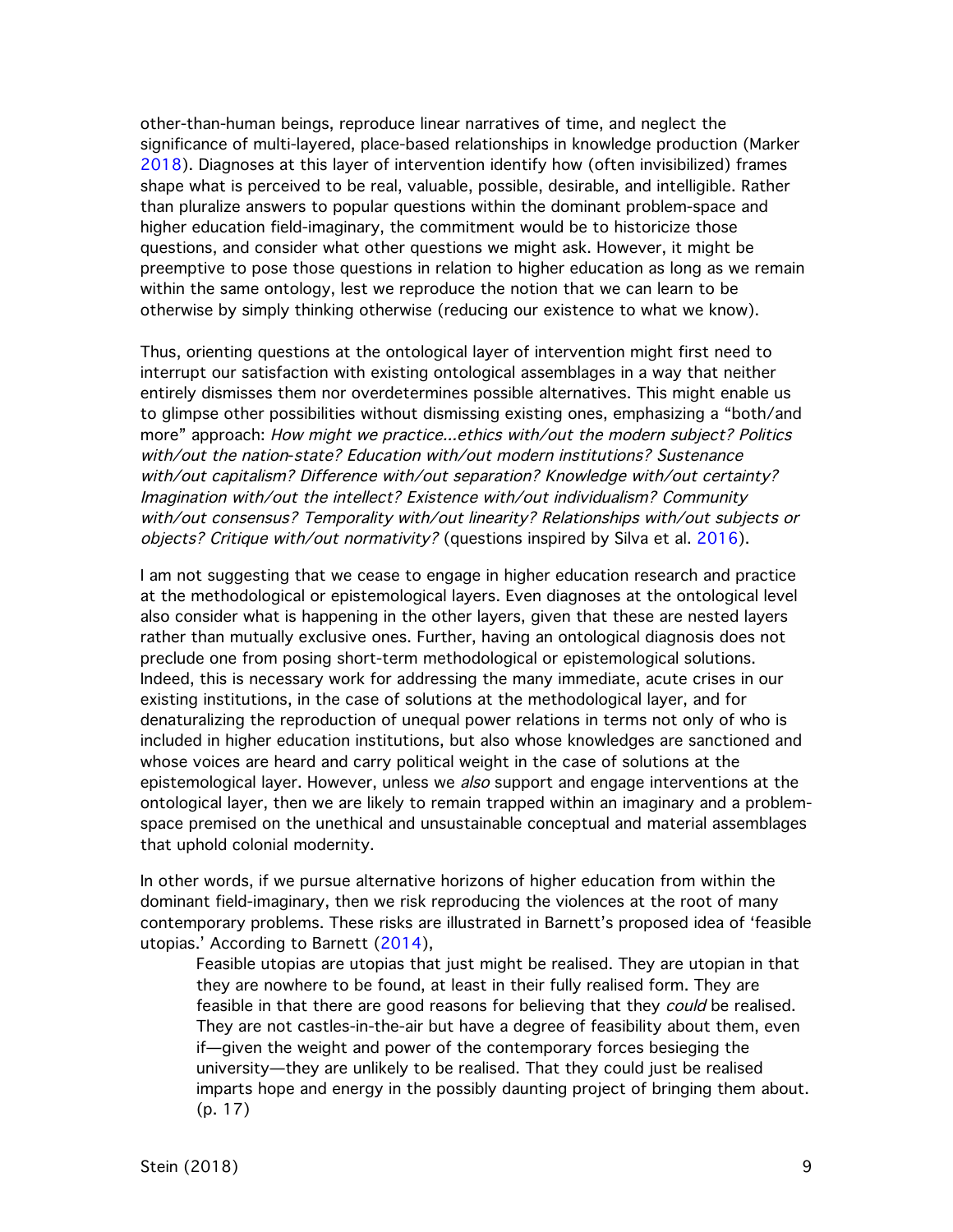other-than-human beings, reproduce linear narratives of time, and neglect the significance of multi-layered, place-based relationships in knowledge production (Marker 2018). Diagnoses at this layer of intervention identify how (often invisibilized) frames shape what is perceived to be real, valuable, possible, desirable, and intelligible. Rather than pluralize answers to popular questions within the dominant problem-space and higher education field-imaginary, the commitment would be to historicize those questions, and consider what other questions we might ask. However, it might be preemptive to pose those questions in relation to higher education as long as we remain within the same ontology, lest we reproduce the notion that we can learn to be otherwise by simply thinking otherwise (reducing our existence to what we know).

Thus, orienting questions at the ontological layer of intervention might first need to interrupt our satisfaction with existing ontological assemblages in a way that neither entirely dismisses them nor overdetermines possible alternatives. This might enable us to glimpse other possibilities without dismissing existing ones, emphasizing a "both/and more" approach: *How might we practice…ethics with/out the modern subject? Politics with/out the nation-state? Education with/out modern institutions? Sustenance with/out capitalism? Difference with/out separation? Knowledge with/out certainty? Imagination with/out the intellect? Existence with/out individualism? Community with/out consensus? Temporality with/out linearity? Relationships with/out subjects or objects? Critique with/out normativity?* (questions inspired by Silva et al. 2016).

I am not suggesting that we cease to engage in higher education research and practice at the methodological or epistemological layers. Even diagnoses at the ontological level also consider what is happening in the other layers, given that these are nested layers rather than mutually exclusive ones. Further, having an ontological diagnosis does not preclude one from posing short-term methodological or epistemological solutions. Indeed, this is necessary work for addressing the many immediate, acute crises in our existing institutions, in the case of solutions at the methodological layer, and for denaturalizing the reproduction of unequal power relations in terms not only of who is included in higher education institutions, but also whose knowledges are sanctioned and whose voices are heard and carry political weight in the case of solutions at the epistemological layer. However, unless we *also* support and engage interventions at the ontological layer, then we are likely to remain trapped within an imaginary and a problem-space premised on the unethical and unsustainable conceptual and material assemblages that uphold colonial modernity.

In other words, if we pursue alternative horizons of higher education from within the dominant field-imaginary, then we risk reproducing the violences at the root of many contemporary problems. These risks are illustrated in Barnett's proposed idea of 'feasible utopias.' According to Barnett (2014),

> Feasible utopias are utopias that just might be realised. They are utopian in that they are nowhere to be found, at least in their fully realised form. They are feasible in that there are good reasons for believing that they *could* be realised. They are not castles-in-the-air but have a degree of feasibility about them, even if—given the weight and power of the contemporary forces besieging the university—they are unlikely to be realised. That they could just be realised imparts hope and energy in the possibly daunting project of bringing them about. (p. 17)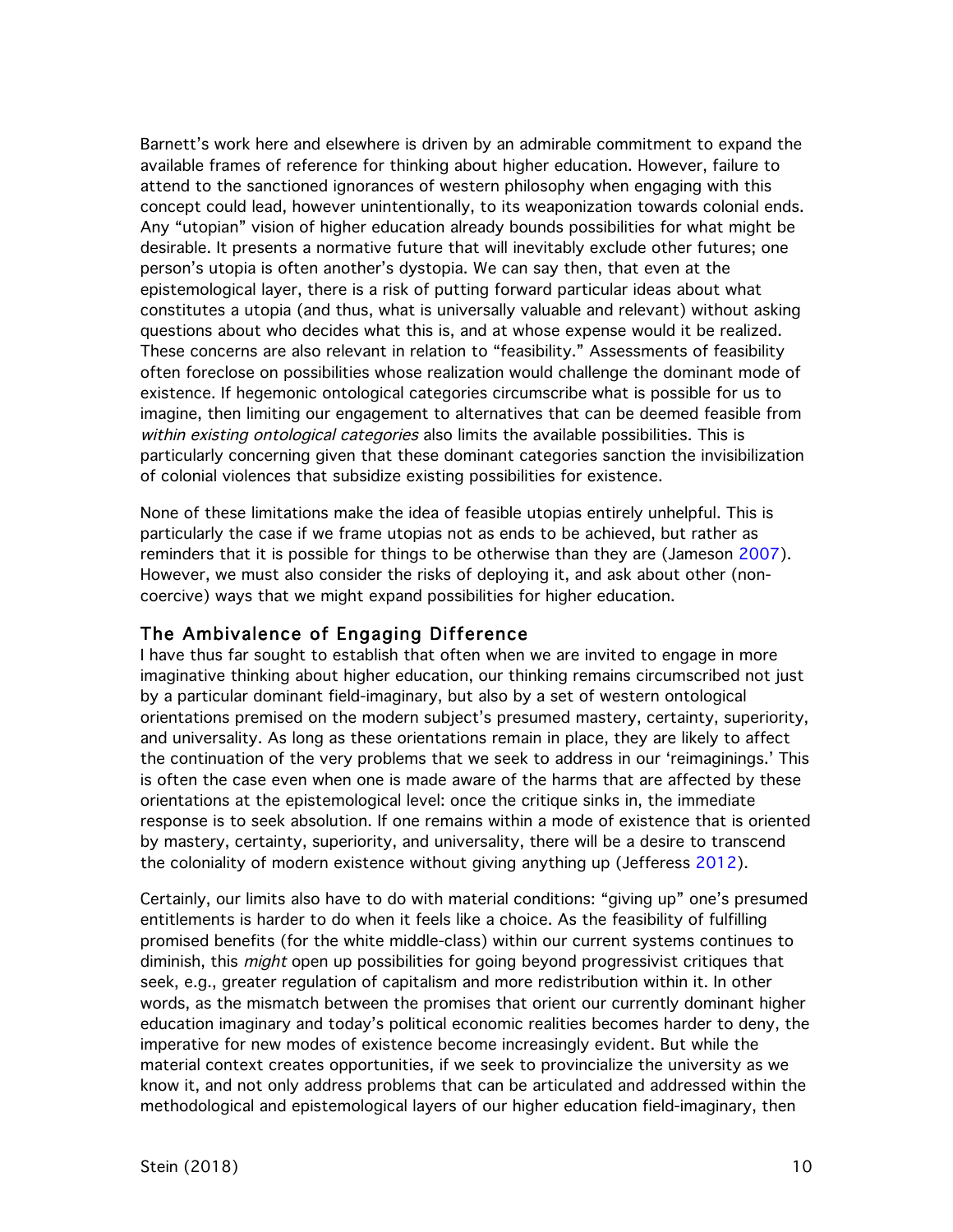Barnett's work here and elsewhere is driven by an admirable commitment to expand the available frames of reference for thinking about higher education. However, failure to attend to the sanctioned ignorances of western philosophy when engaging with this concept could lead, however unintentionally, to its weaponization towards colonial ends. Any "utopian" vision of higher education already bounds possibilities for what might be desirable. It presents a normative future that will inevitably exclude other futures; one person's utopia is often another's dystopia. We can say then, that even at the epistemological layer, there is a risk of putting forward particular ideas about what constitutes a utopia (and thus, what is universally valuable and relevant) without asking questions about who decides what this is, and at whose expense would it be realized. These concerns are also relevant in relation to "feasibility." Assessments of feasibility often foreclose on possibilities whose realization would challenge the dominant mode of existence. If hegemonic ontological categories circumscribe what is possible for us to imagine, then limiting our engagement to alternatives that can be deemed feasible from *within existing ontological categories* also limits the available possibilities. This is particularly concerning given that these dominant categories sanction the invisibilization of colonial violences that subsidize existing possibilities for existence.

None of these limitations make the idea of feasible utopias entirely unhelpful. This is particularly the case if we frame utopias not as ends to be achieved, but rather as reminders that it is possible for things to be otherwise than they are (Jameson 2007). However, we must also consider the risks of deploying it, and ask about other (non-coercive) ways that we might expand possibilities for higher education.

## The Ambivalence of Engaging Difference

I have thus far sought to establish that often when we are invited to engage in more imaginative thinking about higher education, our thinking remains circumscribed not just by a particular dominant field-imaginary, but also by a set of western ontological orientations premised on the modern subject's presumed mastery, certainty, superiority, and universality. As long as these orientations remain in place, they are likely to affect the continuation of the very problems that we seek to address in our 'reimaginings.' This is often the case even when one is made aware of the harms that are affected by these orientations at the epistemological level: once the critique sinks in, the immediate response is to seek absolution. If one remains within a mode of existence that is oriented by mastery, certainty, superiority, and universality, there will be a desire to transcend the coloniality of modern existence without giving anything up (Jefferess 2012).

Certainly, our limits also have to do with material conditions: "giving up" one's presumed entitlements is harder to do when it feels like a choice. As the feasibility of fulfilling promised benefits (for the white middle-class) within our current systems continues to diminish, this *might* open up possibilities for going beyond progressivist critiques that seek, e.g., greater regulation of capitalism and more redistribution within it. In other words, as the mismatch between the promises that orient our currently dominant higher education imaginary and today's political economic realities becomes harder to deny, the imperative for new modes of existence become increasingly evident. But while the material context creates opportunities, if we seek to provincialize the university as we know it, and not only address problems that can be articulated and addressed within the methodological and epistemological layers of our higher education field-imaginary, then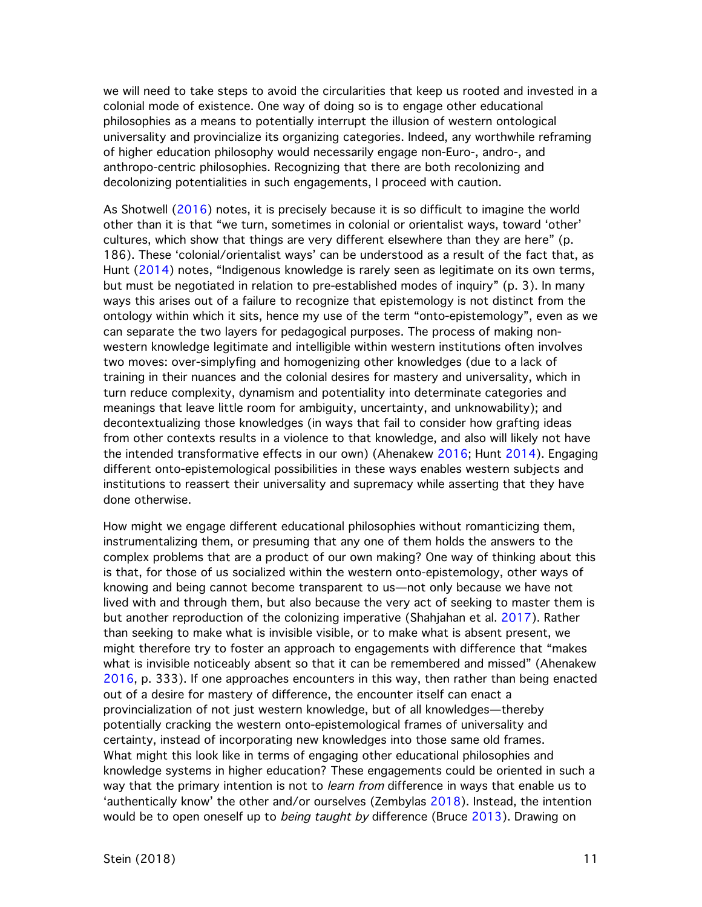we will need to take steps to avoid the circularities that keep us rooted and invested in a colonial mode of existence. One way of doing so is to engage other educational philosophies as a means to potentially interrupt the illusion of western ontological universality and provincialize its organizing categories. Indeed, any worthwhile reframing of higher education philosophy would necessarily engage non-Euro-, andro-, and anthropo-centric philosophies. Recognizing that there are both recolonizing and decolonizing potentialities in such engagements, I proceed with caution.

As Shotwell (2016) notes, it is precisely because it is so difficult to imagine the world other than it is that "we turn, sometimes in colonial or orientalist ways, toward 'other' cultures, which show that things are very different elsewhere than they are here" (p. 186). These 'colonial/orientalist ways' can be understood as a result of the fact that, as Hunt (2014) notes, "Indigenous knowledge is rarely seen as legitimate on its own terms, but must be negotiated in relation to pre-established modes of inquiry" (p. 3). In many ways this arises out of a failure to recognize that epistemology is not distinct from the ontology within which it sits, hence my use of the term "onto-epistemology", even as we can separate the two layers for pedagogical purposes. The process of making non-western knowledge legitimate and intelligible within western institutions often involves two moves: over-simplyfing and homogenizing other knowledges (due to a lack of training in their nuances and the colonial desires for mastery and universality, which in turn reduce complexity, dynamism and potentiality into determinate categories and meanings that leave little room for ambiguity, uncertainty, and unknowability); and decontextualizing those knowledges (in ways that fail to consider how grafting ideas from other contexts results in a violence to that knowledge, and also will likely not have the intended transformative effects in our own) (Ahenakew 2016; Hunt 2014). Engaging different onto-epistemological possibilities in these ways enables western subjects and institutions to reassert their universality and supremacy while asserting that they have done otherwise.

How might we engage different educational philosophies without romanticizing them, instrumentalizing them, or presuming that any one of them holds the answers to the complex problems that are a product of our own making? One way of thinking about this is that, for those of us socialized within the western onto-epistemology, other ways of knowing and being cannot become transparent to us—not only because we have not lived with and through them, but also because the very act of seeking to master them is but another reproduction of the colonizing imperative (Shahjahan et al. 2017). Rather than seeking to make what is invisible visible, or to make what is absent present, we might therefore try to foster an approach to engagements with difference that "makes what is invisible noticeably absent so that it can be remembered and missed" (Ahenakew 2016, p. 333). If one approaches encounters in this way, then rather than being enacted out of a desire for mastery of difference, the encounter itself can enact a provincialization of not just western knowledge, but of all knowledges—thereby potentially cracking the western onto-epistemological frames of universality and certainty, instead of incorporating new knowledges into those same old frames.
What might this look like in terms of engaging other educational philosophies and knowledge systems in higher education? These engagements could be oriented in such a way that the primary intention is not to *learn from* difference in ways that enable us to 'authentically know' the other and/or ourselves (Zembylas 2018). Instead, the intention would be to open oneself up to *being taught by* difference (Bruce 2013). Drawing on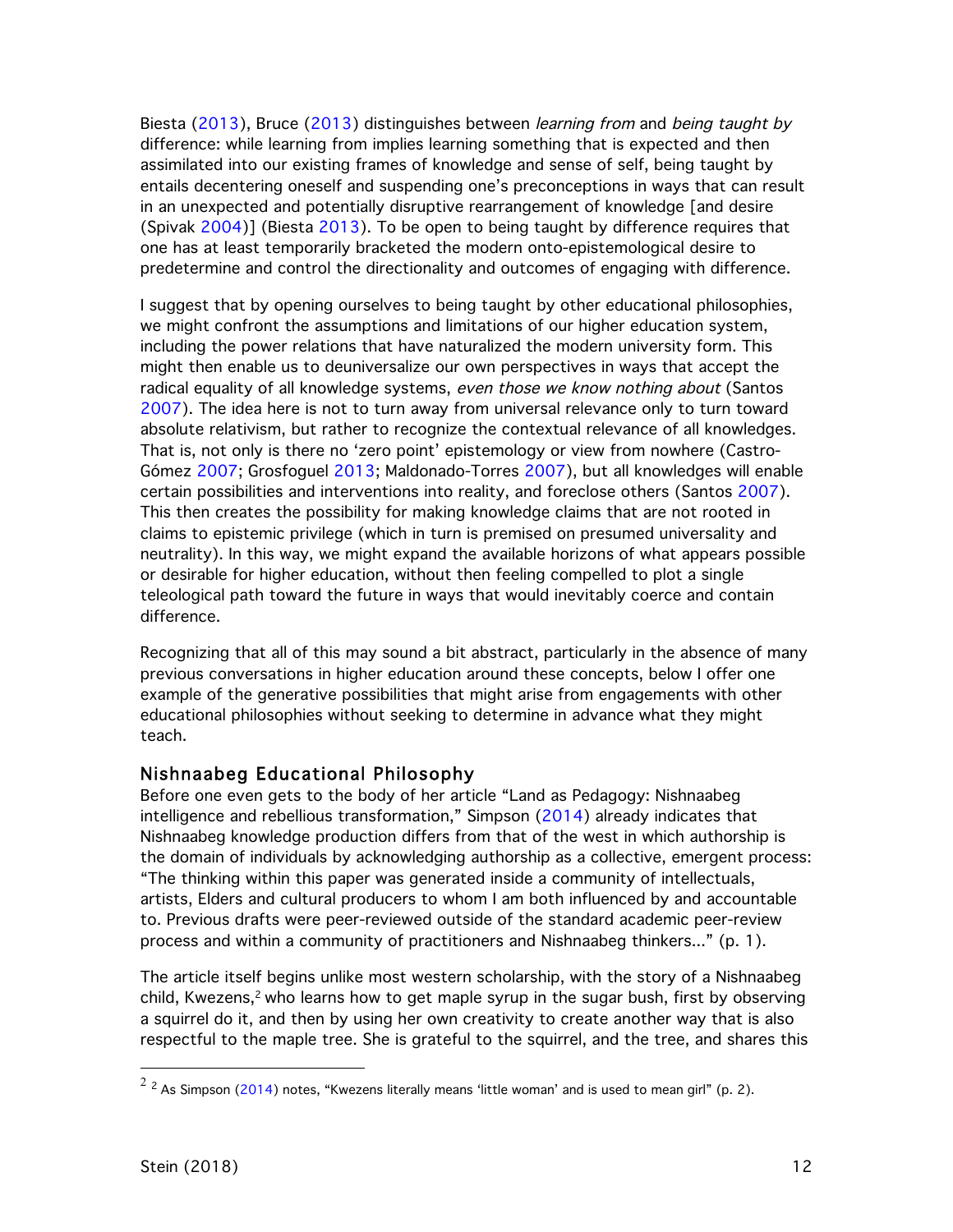Biesta (2013), Bruce (2013) distinguishes between *learning from* and *being taught by* difference: while learning from implies learning something that is expected and then assimilated into our existing frames of knowledge and sense of self, being taught by entails decentering oneself and suspending one's preconceptions in ways that can result in an unexpected and potentially disruptive rearrangement of knowledge [and desire (Spivak 2004)] (Biesta 2013). To be open to being taught by difference requires that one has at least temporarily bracketed the modern onto-epistemological desire to predetermine and control the directionality and outcomes of engaging with difference.

I suggest that by opening ourselves to being taught by other educational philosophies, we might confront the assumptions and limitations of our higher education system, including the power relations that have naturalized the modern university form. This might then enable us to deuniversalize our own perspectives in ways that accept the radical equality of all knowledge systems, *even those we know nothing about* (Santos 2007). The idea here is not to turn away from universal relevance only to turn toward absolute relativism, but rather to recognize the contextual relevance of all knowledges. That is, not only is there no 'zero point' epistemology or view from nowhere (Castro-Gómez 2007; Grosfoguel 2013; Maldonado-Torres 2007), but all knowledges will enable certain possibilities and interventions into reality, and foreclose others (Santos 2007). This then creates the possibility for making knowledge claims that are not rooted in claims to epistemic privilege (which in turn is premised on presumed universality and neutrality). In this way, we might expand the available horizons of what appears possible or desirable for higher education, without then feeling compelled to plot a single teleological path toward the future in ways that would inevitably coerce and contain difference.

Recognizing that all of this may sound a bit abstract, particularly in the absence of many previous conversations in higher education around these concepts, below I offer one example of the generative possibilities that might arise from engagements with other educational philosophies without seeking to determine in advance what they might teach.

## Nishnaabeg Educational Philosophy

Before one even gets to the body of her article "Land as Pedagogy: Nishnaabeg intelligence and rebellious transformation," Simpson (2014) already indicates that Nishnaabeg knowledge production differs from that of the west in which authorship is the domain of individuals by acknowledging authorship as a collective, emergent process: "The thinking within this paper was generated inside a community of intellectuals, artists, Elders and cultural producers to whom I am both influenced by and accountable to. Previous drafts were peer-reviewed outside of the standard academic peer-review process and within a community of practitioners and Nishnaabeg thinkers..." (p. 1).

The article itself begins unlike most western scholarship, with the story of a Nishnaabeg child, Kwezens,[2] who learns how to get maple syrup in the sugar bush, first by observing a squirrel do it, and then by using her own creativity to create another way that is also respectful to the maple tree. She is grateful to the squirrel, and the tree, and shares this

[2] As Simpson (2014) notes, "Kwezens literally means 'little woman' and is used to mean girl" (p. 2).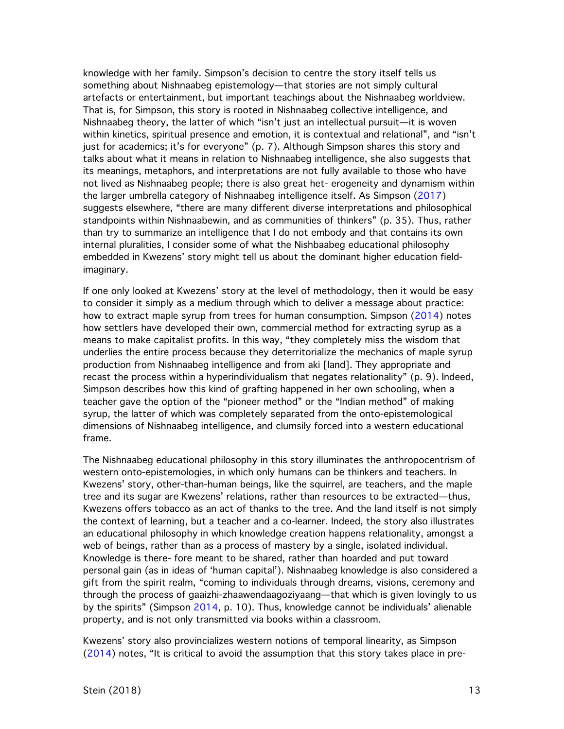knowledge with her family. Simpson's decision to centre the story itself tells us something about Nishnaabeg epistemology—that stories are not simply cultural artefacts or entertainment, but important teachings about the Nishnaabeg worldview. That is, for Simpson, this story is rooted in Nishnaabeg collective intelligence, and Nishnaabeg theory, the latter of which "isn't just an intellectual pursuit—it is woven within kinetics, spiritual presence and emotion, it is contextual and relational", and "isn't just for academics; it's for everyone" (p. 7). Although Simpson shares this story and talks about what it means in relation to Nishnaabeg intelligence, she also suggests that its meanings, metaphors, and interpretations are not fully available to those who have not lived as Nishnaabeg people; there is also great het- erogeneity and dynamism within the larger umbrella category of Nishnaabeg intelligence itself. As Simpson (2017) suggests elsewhere, "there are many different diverse interpretations and philosophical standpoints within Nishnaabewin, and as communities of thinkers" (p. 35). Thus, rather than try to summarize an intelligence that I do not embody and that contains its own internal pluralities, I consider some of what the Nishbaabeg educational philosophy embedded in Kwezens' story might tell us about the dominant higher education field-imaginary.

If one only looked at Kwezens' story at the level of methodology, then it would be easy to consider it simply as a medium through which to deliver a message about practice: how to extract maple syrup from trees for human consumption. Simpson (2014) notes how settlers have developed their own, commercial method for extracting syrup as a means to make capitalist profits. In this way, "they completely miss the wisdom that underlies the entire process because they deterritorialize the mechanics of maple syrup production from Nishnaabeg intelligence and from aki [land]. They appropriate and recast the process within a hyperindividualism that negates relationality" (p. 9). Indeed, Simpson describes how this kind of grafting happened in her own schooling, when a teacher gave the option of the "pioneer method" or the "Indian method" of making syrup, the latter of which was completely separated from the onto-epistemological dimensions of Nishnaabeg intelligence, and clumsily forced into a western educational frame.

The Nishnaabeg educational philosophy in this story illuminates the anthropocentrism of western onto-epistemologies, in which only humans can be thinkers and teachers. In Kwezens' story, other-than-human beings, like the squirrel, are teachers, and the maple tree and its sugar are Kwezens' relations, rather than resources to be extracted—thus, Kwezens offers tobacco as an act of thanks to the tree. And the land itself is not simply the context of learning, but a teacher and a co-learner. Indeed, the story also illustrates an educational philosophy in which knowledge creation happens relationality, amongst a web of beings, rather than as a process of mastery by a single, isolated individual. Knowledge is there- fore meant to be shared, rather than hoarded and put toward personal gain (as in ideas of 'human capital'). Nishnaabeg knowledge is also considered a gift from the spirit realm, "coming to individuals through dreams, visions, ceremony and through the process of gaaizhi-zhaawendaagoziyaang—that which is given lovingly to us by the spirits" (Simpson 2014, p. 10). Thus, knowledge cannot be individuals' alienable property, and is not only transmitted via books within a classroom.

Kwezens' story also provincializes western notions of temporal linearity, as Simpson (2014) notes, "It is critical to avoid the assumption that this story takes place in pre-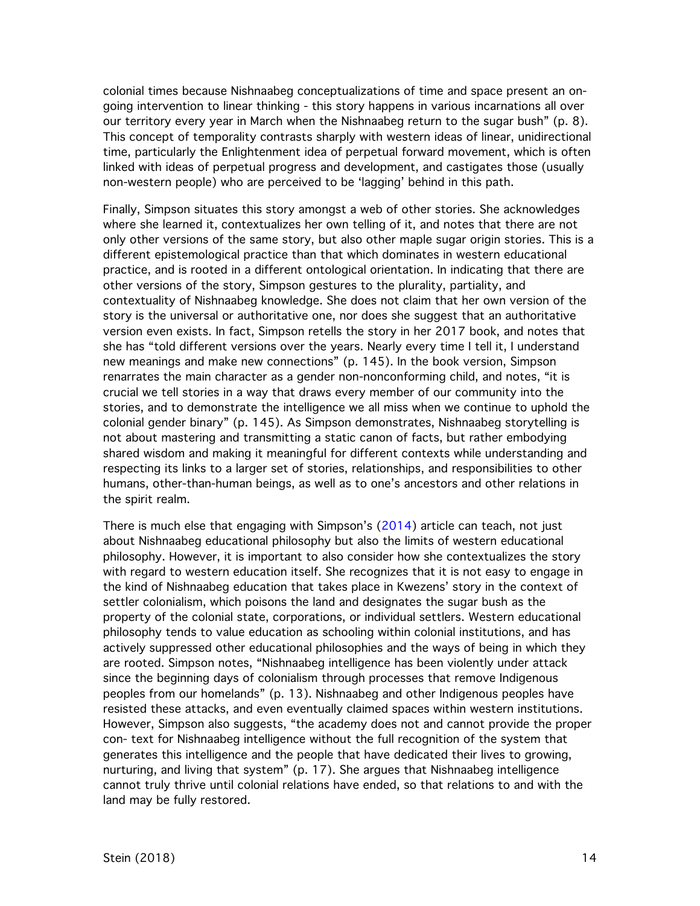colonial times because Nishnaabeg conceptualizations of time and space present an on-going intervention to linear thinking - this story happens in various incarnations all over our territory every year in March when the Nishnaabeg return to the sugar bush" (p. 8). This concept of temporality contrasts sharply with western ideas of linear, unidirectional time, particularly the Enlightenment idea of perpetual forward movement, which is often linked with ideas of perpetual progress and development, and castigates those (usually non-western people) who are perceived to be 'lagging' behind in this path.

Finally, Simpson situates this story amongst a web of other stories. She acknowledges where she learned it, contextualizes her own telling of it, and notes that there are not only other versions of the same story, but also other maple sugar origin stories. This is a different epistemological practice than that which dominates in western educational practice, and is rooted in a different ontological orientation. In indicating that there are other versions of the story, Simpson gestures to the plurality, partiality, and contextuality of Nishnaabeg knowledge. She does not claim that her own version of the story is the universal or authoritative one, nor does she suggest that an authoritative version even exists. In fact, Simpson retells the story in her 2017 book, and notes that she has "told different versions over the years. Nearly every time I tell it, I understand new meanings and make new connections" (p. 145). In the book version, Simpson renarrates the main character as a gender non-nonconforming child, and notes, "it is crucial we tell stories in a way that draws every member of our community into the stories, and to demonstrate the intelligence we all miss when we continue to uphold the colonial gender binary" (p. 145). As Simpson demonstrates, Nishnaabeg storytelling is not about mastering and transmitting a static canon of facts, but rather embodying shared wisdom and making it meaningful for different contexts while understanding and respecting its links to a larger set of stories, relationships, and responsibilities to other humans, other-than-human beings, as well as to one's ancestors and other relations in the spirit realm.

There is much else that engaging with Simpson's (2014) article can teach, not just about Nishnaabeg educational philosophy but also the limits of western educational philosophy. However, it is important to also consider how she contextualizes the story with regard to western education itself. She recognizes that it is not easy to engage in the kind of Nishnaabeg education that takes place in Kwezens' story in the context of settler colonialism, which poisons the land and designates the sugar bush as the property of the colonial state, corporations, or individual settlers. Western educational philosophy tends to value education as schooling within colonial institutions, and has actively suppressed other educational philosophies and the ways of being in which they are rooted. Simpson notes, "Nishnaabeg intelligence has been violently under attack since the beginning days of colonialism through processes that remove Indigenous peoples from our homelands" (p. 13). Nishnaabeg and other Indigenous peoples have resisted these attacks, and even eventually claimed spaces within western institutions. However, Simpson also suggests, "the academy does not and cannot provide the proper con- text for Nishnaabeg intelligence without the full recognition of the system that generates this intelligence and the people that have dedicated their lives to growing, nurturing, and living that system" (p. 17). She argues that Nishnaabeg intelligence cannot truly thrive until colonial relations have ended, so that relations to and with the land may be fully restored.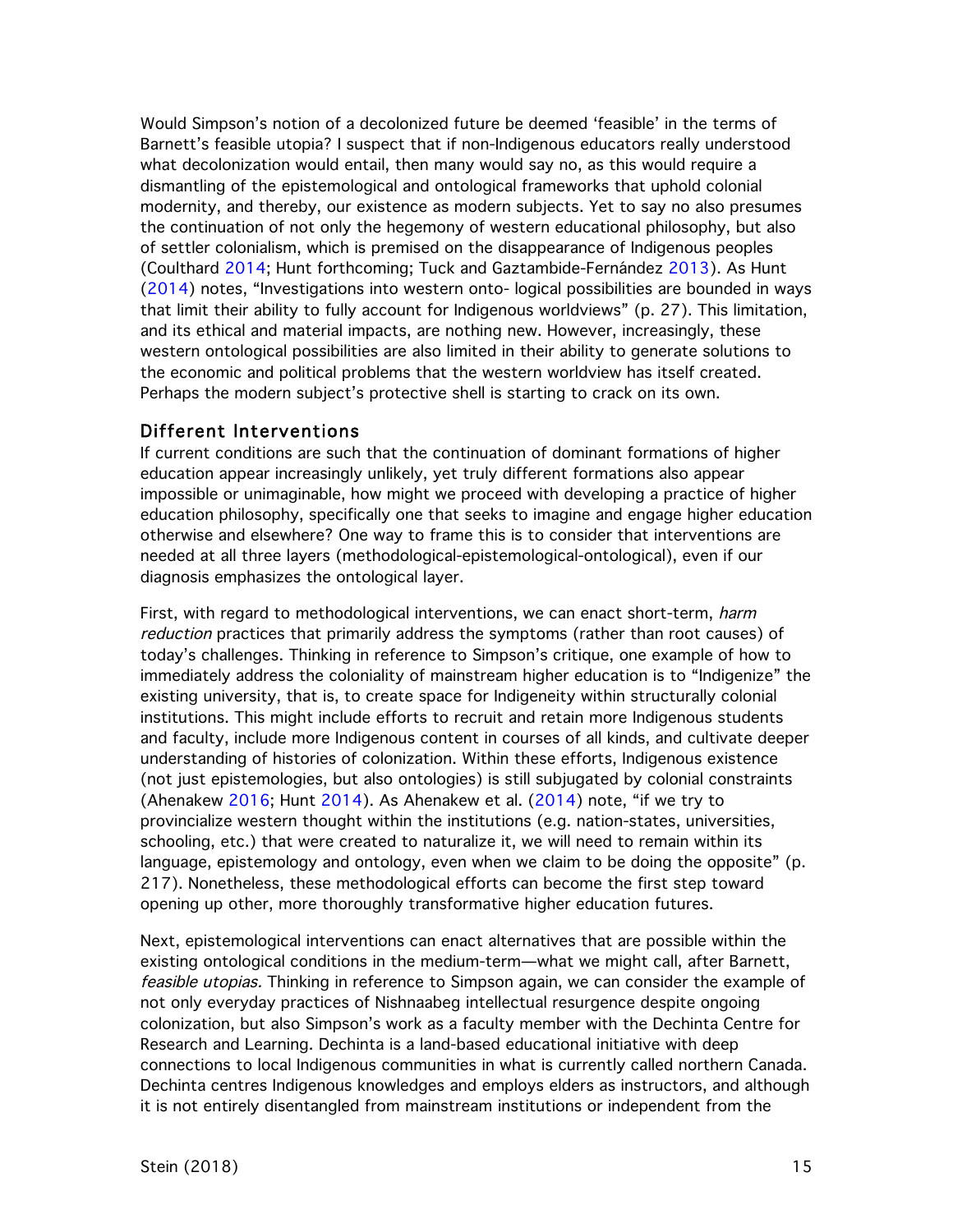Would Simpson's notion of a decolonized future be deemed 'feasible' in the terms of Barnett's feasible utopia? I suspect that if non-Indigenous educators really understood what decolonization would entail, then many would say no, as this would require a dismantling of the epistemological and ontological frameworks that uphold colonial modernity, and thereby, our existence as modern subjects. Yet to say no also presumes the continuation of not only the hegemony of western educational philosophy, but also of settler colonialism, which is premised on the disappearance of Indigenous peoples (Coulthard 2014; Hunt forthcoming; Tuck and Gaztambide-Fernández 2013). As Hunt (2014) notes, "Investigations into western onto- logical possibilities are bounded in ways that limit their ability to fully account for Indigenous worldviews" (p. 27). This limitation, and its ethical and material impacts, are nothing new. However, increasingly, these western ontological possibilities are also limited in their ability to generate solutions to the economic and political problems that the western worldview has itself created. Perhaps the modern subject's protective shell is starting to crack on its own.

## Different Interventions

If current conditions are such that the continuation of dominant formations of higher education appear increasingly unlikely, yet truly different formations also appear impossible or unimaginable, how might we proceed with developing a practice of higher education philosophy, specifically one that seeks to imagine and engage higher education otherwise and elsewhere? One way to frame this is to consider that interventions are needed at all three layers (methodological-epistemological-ontological), even if our diagnosis emphasizes the ontological layer.

First, with regard to methodological interventions, we can enact short-term, *harm reduction* practices that primarily address the symptoms (rather than root causes) of today's challenges. Thinking in reference to Simpson's critique, one example of how to immediately address the coloniality of mainstream higher education is to "Indigenize" the existing university, that is, to create space for Indigeneity within structurally colonial institutions. This might include efforts to recruit and retain more Indigenous students and faculty, include more Indigenous content in courses of all kinds, and cultivate deeper understanding of histories of colonization. Within these efforts, Indigenous existence (not just epistemologies, but also ontologies) is still subjugated by colonial constraints (Ahenakew 2016; Hunt 2014). As Ahenakew et al. (2014) note, "if we try to provincialize western thought within the institutions (e.g. nation-states, universities, schooling, etc.) that were created to naturalize it, we will need to remain within its language, epistemology and ontology, even when we claim to be doing the opposite" (p. 217). Nonetheless, these methodological efforts can become the first step toward opening up other, more thoroughly transformative higher education futures.

Next, epistemological interventions can enact alternatives that are possible within the existing ontological conditions in the medium-term—what we might call, after Barnett, *feasible utopias.* Thinking in reference to Simpson again, we can consider the example of not only everyday practices of Nishnaabeg intellectual resurgence despite ongoing colonization, but also Simpson's work as a faculty member with the Dechinta Centre for Research and Learning. Dechinta is a land-based educational initiative with deep connections to local Indigenous communities in what is currently called northern Canada. Dechinta centres Indigenous knowledges and employs elders as instructors, and although it is not entirely disentangled from mainstream institutions or independent from the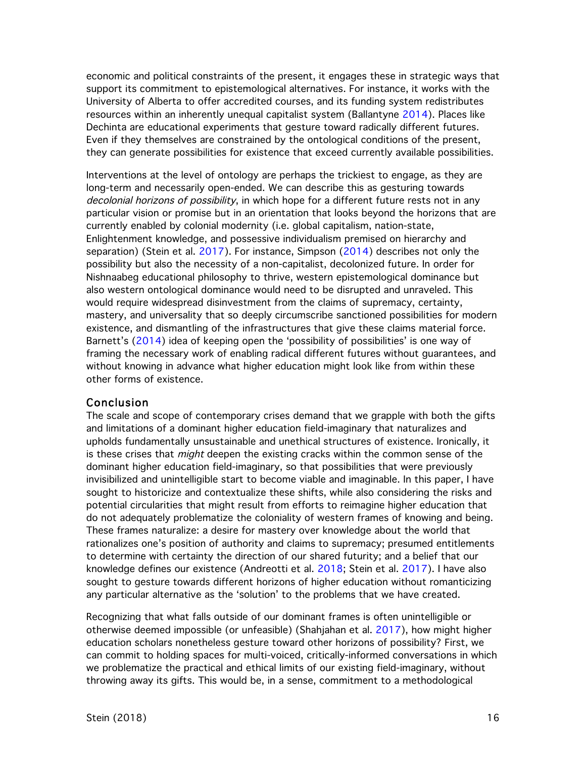economic and political constraints of the present, it engages these in strategic ways that support its commitment to epistemological alternatives. For instance, it works with the University of Alberta to offer accredited courses, and its funding system redistributes resources within an inherently unequal capitalist system (Ballantyne 2014). Places like Dechinta are educational experiments that gesture toward radically different futures. Even if they themselves are constrained by the ontological conditions of the present, they can generate possibilities for existence that exceed currently available possibilities.

Interventions at the level of ontology are perhaps the trickiest to engage, as they are long-term and necessarily open-ended. We can describe this as gesturing towards *decolonial horizons of possibility*, in which hope for a different future rests not in any particular vision or promise but in an orientation that looks beyond the horizons that are currently enabled by colonial modernity (i.e. global capitalism, nation-state, Enlightenment knowledge, and possessive individualism premised on hierarchy and separation) (Stein et al. 2017). For instance, Simpson (2014) describes not only the possibility but also the necessity of a non-capitalist, decolonized future. In order for Nishnaabeg educational philosophy to thrive, western epistemological dominance but also western ontological dominance would need to be disrupted and unraveled. This would require widespread disinvestment from the claims of supremacy, certainty, mastery, and universality that so deeply circumscribe sanctioned possibilities for modern existence, and dismantling of the infrastructures that give these claims material force. Barnett's (2014) idea of keeping open the 'possibility of possibilities' is one way of framing the necessary work of enabling radical different futures without guarantees, and without knowing in advance what higher education might look like from within these other forms of existence.

## Conclusion

The scale and scope of contemporary crises demand that we grapple with both the gifts and limitations of a dominant higher education field-imaginary that naturalizes and upholds fundamentally unsustainable and unethical structures of existence. Ironically, it is these crises that *might* deepen the existing cracks within the common sense of the dominant higher education field-imaginary, so that possibilities that were previously invisibilized and unintelligible start to become viable and imaginable. In this paper, I have sought to historicize and contextualize these shifts, while also considering the risks and potential circularities that might result from efforts to reimagine higher education that do not adequately problematize the coloniality of western frames of knowing and being. These frames naturalize: a desire for mastery over knowledge about the world that rationalizes one's position of authority and claims to supremacy; presumed entitlements to determine with certainty the direction of our shared futurity; and a belief that our knowledge defines our existence (Andreotti et al. 2018; Stein et al. 2017). I have also sought to gesture towards different horizons of higher education without romanticizing any particular alternative as the 'solution' to the problems that we have created.

Recognizing that what falls outside of our dominant frames is often unintelligible or otherwise deemed impossible (or unfeasible) (Shahjahan et al. 2017), how might higher education scholars nonetheless gesture toward other horizons of possibility? First, we can commit to holding spaces for multi-voiced, critically-informed conversations in which we problematize the practical and ethical limits of our existing field-imaginary, without throwing away its gifts. This would be, in a sense, commitment to a methodological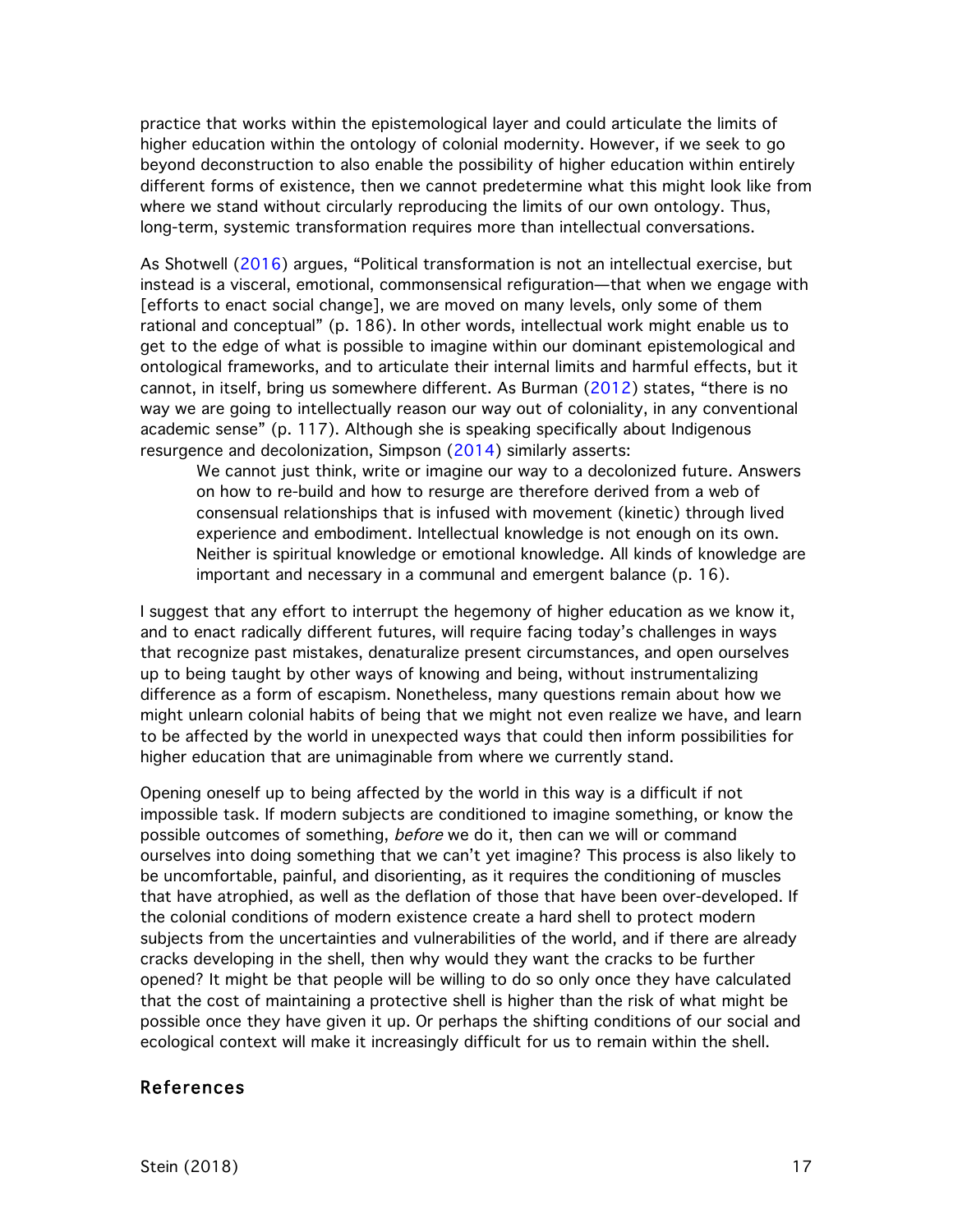practice that works within the epistemological layer and could articulate the limits of higher education within the ontology of colonial modernity. However, if we seek to go beyond deconstruction to also enable the possibility of higher education within entirely different forms of existence, then we cannot predetermine what this might look like from where we stand without circularly reproducing the limits of our own ontology. Thus, long-term, systemic transformation requires more than intellectual conversations.

As Shotwell (2016) argues, "Political transformation is not an intellectual exercise, but instead is a visceral, emotional, commonsensical refiguration—that when we engage with [efforts to enact social change], we are moved on many levels, only some of them rational and conceptual" (p. 186). In other words, intellectual work might enable us to get to the edge of what is possible to imagine within our dominant epistemological and ontological frameworks, and to articulate their internal limits and harmful effects, but it cannot, in itself, bring us somewhere different. As Burman (2012) states, "there is no way we are going to intellectually reason our way out of coloniality, in any conventional academic sense" (p. 117). Although she is speaking specifically about Indigenous resurgence and decolonization, Simpson (2014) similarly asserts:

> We cannot just think, write or imagine our way to a decolonized future. Answers on how to re-build and how to resurge are therefore derived from a web of consensual relationships that is infused with movement (kinetic) through lived experience and embodiment. Intellectual knowledge is not enough on its own. Neither is spiritual knowledge or emotional knowledge. All kinds of knowledge are important and necessary in a communal and emergent balance (p. 16).

I suggest that any effort to interrupt the hegemony of higher education as we know it, and to enact radically different futures, will require facing today's challenges in ways that recognize past mistakes, denaturalize present circumstances, and open ourselves up to being taught by other ways of knowing and being, without instrumentalizing difference as a form of escapism. Nonetheless, many questions remain about how we might unlearn colonial habits of being that we might not even realize we have, and learn to be affected by the world in unexpected ways that could then inform possibilities for higher education that are unimaginable from where we currently stand.

Opening oneself up to being affected by the world in this way is a difficult if not impossible task. If modern subjects are conditioned to imagine something, or know the possible outcomes of something, *before* we do it, then can we will or command ourselves into doing something that we can't yet imagine? This process is also likely to be uncomfortable, painful, and disorienting, as it requires the conditioning of muscles that have atrophied, as well as the deflation of those that have been over-developed. If the colonial conditions of modern existence create a hard shell to protect modern subjects from the uncertainties and vulnerabilities of the world, and if there are already cracks developing in the shell, then why would they want the cracks to be further opened? It might be that people will be willing to do so only once they have calculated that the cost of maintaining a protective shell is higher than the risk of what might be possible once they have given it up. Or perhaps the shifting conditions of our social and ecological context will make it increasingly difficult for us to remain within the shell.

## References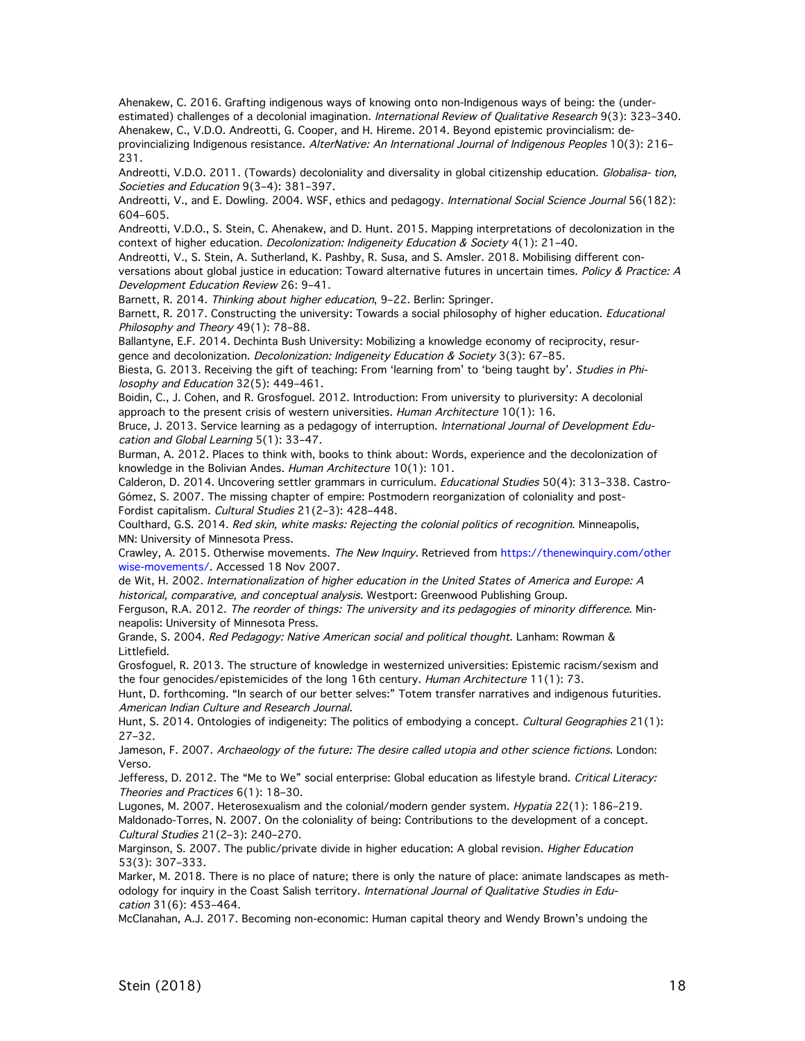Ahenakew, C. 2016. Grafting indigenous ways of knowing onto non-Indigenous ways of being: the (underestimated) challenges of a decolonial imagination. *International Review of Qualitative Research* 9(3): 323–340.

Ahenakew, C., V.D.O. Andreotti, G. Cooper, and H. Hireme. 2014. Beyond epistemic provincialism: deprovincializing Indigenous resistance. *AlterNative: An International Journal of Indigenous Peoples* 10(3): 216–231.

Andreotti, V.D.O. 2011. (Towards) decoloniality and diversality in global citizenship education. *Globalisa- tion, Societies and Education* 9(3–4): 381–397.

Andreotti, V., and E. Dowling. 2004. WSF, ethics and pedagogy. *International Social Science Journal* 56(182): 604–605.

Andreotti, V.D.O., S. Stein, C. Ahenakew, and D. Hunt. 2015. Mapping interpretations of decolonization in the context of higher education. *Decolonization: Indigeneity Education & Society* 4(1): 21–40.

Andreotti, V., S. Stein, A. Sutherland, K. Pashby, R. Susa, and S. Amsler. 2018. Mobilising different conversations about global justice in education: Toward alternative futures in uncertain times. *Policy & Practice: A Development Education Review* 26: 9–41.

Barnett, R. 2014. *Thinking about higher education*, 9–22. Berlin: Springer.

Barnett, R. 2017. Constructing the university: Towards a social philosophy of higher education. *Educational Philosophy and Theory* 49(1): 78–88.

Ballantyne, E.F. 2014. Dechinta Bush University: Mobilizing a knowledge economy of reciprocity, resurgence and decolonization. *Decolonization: Indigeneity Education & Society* 3(3): 67–85.

Biesta, G. 2013. Receiving the gift of teaching: From 'learning from' to 'being taught by'. *Studies in Philosophy and Education* 32(5): 449–461.

Boidin, C., J. Cohen, and R. Grosfoguel. 2012. Introduction: From university to pluriversity: A decolonial approach to the present crisis of western universities. *Human Architecture* 10(1): 16.

Bruce, J. 2013. Service learning as a pedagogy of interruption. *International Journal of Development Education and Global Learning* 5(1): 33–47.

Burman, A. 2012. Places to think with, books to think about: Words, experience and the decolonization of knowledge in the Bolivian Andes. *Human Architecture* 10(1): 101.

Calderon, D. 2014. Uncovering settler grammars in curriculum. *Educational Studies* 50(4): 313–338.

Castro-Gómez, S. 2007. The missing chapter of empire: Postmodern reorganization of coloniality and post-Fordist capitalism. *Cultural Studies* 21(2–3): 428–448.

Coulthard, G.S. 2014. *Red skin, white masks: Rejecting the colonial politics of recognition*. Minneapolis, MN: University of Minnesota Press.

Crawley, A. 2015. Otherwise movements. *The New Inquiry*. Retrieved from https://thenewinquiry.com/otherwise-movements/. Accessed 18 Nov 2007.

de Wit, H. 2002. *Internationalization of higher education in the United States of America and Europe: A historical, comparative, and conceptual analysis*. Westport: Greenwood Publishing Group.

Ferguson, R.A. 2012. *The reorder of things: The university and its pedagogies of minority difference*. Minneapolis: University of Minnesota Press.

Grande, S. 2004. *Red Pedagogy: Native American social and political thought*. Lanham: Rowman & Littlefield.

Grosfoguel, R. 2013. The structure of knowledge in westernized universities: Epistemic racism/sexism and the four genocides/epistemicides of the long 16th century. *Human Architecture* 11(1): 73.

Hunt, D. forthcoming. "In search of our better selves:" Totem transfer narratives and indigenous futurities. *American Indian Culture and Research Journal.*

Hunt, S. 2014. Ontologies of indigeneity: The politics of embodying a concept. *Cultural Geographies* 21(1): 27–32.

Jameson, F. 2007. *Archaeology of the future: The desire called utopia and other science fictions*. London: Verso.

Jefferess, D. 2012. The "Me to We" social enterprise: Global education as lifestyle brand. *Critical Literacy: Theories and Practices* 6(1): 18–30.

Lugones, M. 2007. Heterosexualism and the colonial/modern gender system. *Hypatia* 22(1): 186–219.

Maldonado-Torres, N. 2007. On the coloniality of being: Contributions to the development of a concept. *Cultural Studies* 21(2–3): 240–270.

Marginson, S. 2007. The public/private divide in higher education: A global revision. *Higher Education* 53(3): 307–333.

Marker, M. 2018. There is no place of nature; there is only the nature of place: animate landscapes as methodology for inquiry in the Coast Salish territory. *International Journal of Qualitative Studies in Education* 31(6): 453–464.

McClanahan, A.J. 2017. Becoming non-economic: Human capital theory and Wendy Brown's undoing the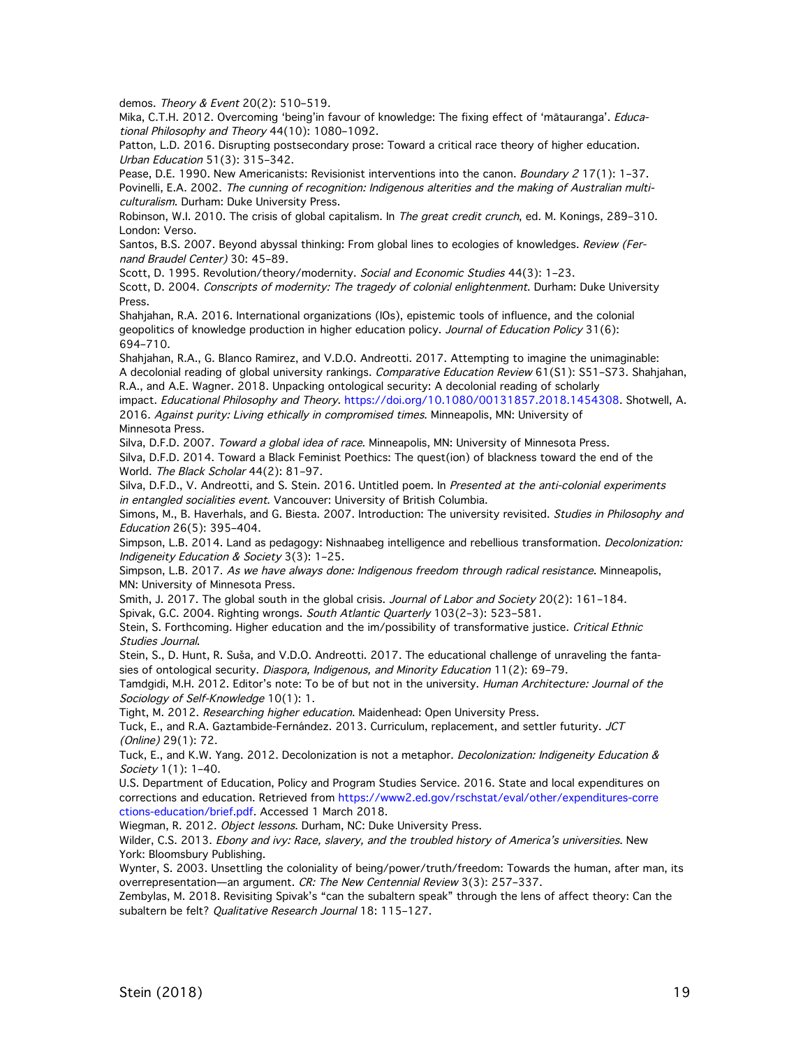demos. *Theory & Event* 20(2): 510–519.

Mika, C.T.H. 2012. Overcoming 'being'in favour of knowledge: The fixing effect of 'mātauranga'. *Educational Philosophy and Theory* 44(10): 1080–1092.

Patton, L.D. 2016. Disrupting postsecondary prose: Toward a critical race theory of higher education. *Urban Education* 51(3): 315–342.

Pease, D.E. 1990. New Americanists: Revisionist interventions into the canon. *Boundary 2* 17(1): 1–37.

Povinelli, E.A. 2002. *The cunning of recognition: Indigenous alterities and the making of Australian multiculturalism*. Durham: Duke University Press.

Robinson, W.I. 2010. The crisis of global capitalism. In *The great credit crunch*, ed. M. Konings, 289–310. London: Verso.

Santos, B.S. 2007. Beyond abyssal thinking: From global lines to ecologies of knowledges. *Review (Fernand Braudel Center)* 30: 45–89.

Scott, D. 1995. Revolution/theory/modernity. *Social and Economic Studies* 44(3): 1–23.

Scott, D. 2004. *Conscripts of modernity: The tragedy of colonial enlightenment*. Durham: Duke University Press.

Shahjahan, R.A. 2016. International organizations (IOs), epistemic tools of influence, and the colonial geopolitics of knowledge production in higher education policy. *Journal of Education Policy* 31(6): 694–710.

Shahjahan, R.A., G. Blanco Ramirez, and V.D.O. Andreotti. 2017. Attempting to imagine the unimaginable: A decolonial reading of global university rankings. *Comparative Education Review* 61(S1): S51–S73.

Shahjahan, R.A., and A.E. Wagner. 2018. Unpacking ontological security: A decolonial reading of scholarly impact. *Educational Philosophy and Theory*. https://doi.org/10.1080/00131857.2018.1454308.

Shotwell, A. 2016. *Against purity: Living ethically in compromised times*. Minneapolis, MN: University of Minnesota Press.

Silva, D.F.D. 2007. *Toward a global idea of race*. Minneapolis, MN: University of Minnesota Press.

Silva, D.F.D. 2014. Toward a Black Feminist Poethics: The quest(ion) of blackness toward the end of the World. *The Black Scholar* 44(2): 81–97.

Silva, D.F.D., V. Andreotti, and S. Stein. 2016. Untitled poem. In *Presented at the anti-colonial experiments in entangled socialities event*. Vancouver: University of British Columbia.

Simons, M., B. Haverhals, and G. Biesta. 2007. Introduction: The university revisited. *Studies in Philosophy and Education* 26(5): 395–404.

Simpson, L.B. 2014. Land as pedagogy: Nishnaabeg intelligence and rebellious transformation. *Decolonization: Indigeneity Education & Society* 3(3): 1–25.

Simpson, L.B. 2017. *As we have always done: Indigenous freedom through radical resistance*. Minneapolis, MN: University of Minnesota Press.

Smith, J. 2017. The global south in the global crisis. *Journal of Labor and Society* 20(2): 161–184.

Spivak, G.C. 2004. Righting wrongs. *South Atlantic Quarterly* 103(2–3): 523–581.

Stein, S. Forthcoming. Higher education and the im/possibility of transformative justice. *Critical Ethnic Studies Journal*.

Stein, S., D. Hunt, R. Suša, and V.D.O. Andreotti. 2017. The educational challenge of unraveling the fantasies of ontological security. *Diaspora, Indigenous, and Minority Education* 11(2): 69–79.

Tamdgidi, M.H. 2012. Editor's note: To be of but not in the university. *Human Architecture: Journal of the Sociology of Self-Knowledge* 10(1): 1.

Tight, M. 2012. *Researching higher education*. Maidenhead: Open University Press.

Tuck, E., and R.A. Gaztambide-Fernández. 2013. Curriculum, replacement, and settler futurity. *JCT (Online)* 29(1): 72.

Tuck, E., and K.W. Yang. 2012. Decolonization is not a metaphor. *Decolonization: Indigeneity Education & Society* 1(1): 1–40.

U.S. Department of Education, Policy and Program Studies Service. 2016. State and local expenditures on corrections and education. Retrieved from https://www2.ed.gov/rschstat/eval/other/expenditures-corrections-education/brief.pdf. Accessed 1 March 2018.

Wiegman, R. 2012. *Object lessons*. Durham, NC: Duke University Press.

Wilder, C.S. 2013. *Ebony and ivy: Race, slavery, and the troubled history of America's universities*. New York: Bloomsbury Publishing.

Wynter, S. 2003. Unsettling the coloniality of being/power/truth/freedom: Towards the human, after man, its overrepresentation—an argument. *CR: The New Centennial Review* 3(3): 257–337.

Zembylas, M. 2018. Revisiting Spivak's "can the subaltern speak" through the lens of affect theory: Can the subaltern be felt? *Qualitative Research Journal* 18: 115–127.